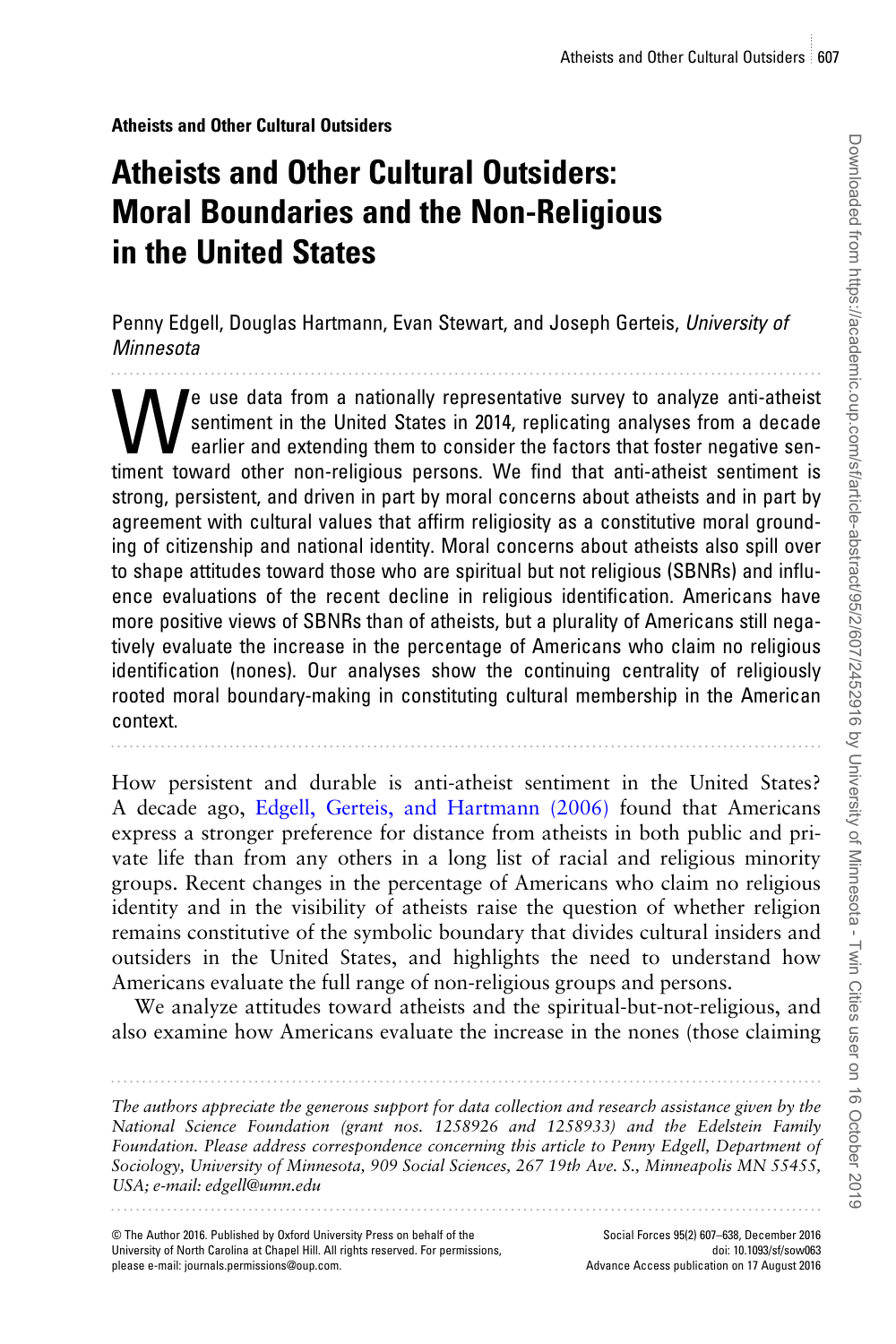Atheists and Other Cultural Outsiders

# Atheists and Other Cultural Outsiders: Moral Boundaries and the Non-Religious in the United States

Penny Edgell, Douglas Hartmann, Evan Stewart, and Joseph Gerteis, *University of Minnesota*

We use data from a nationally representative survey to analyze anti-atheist sentiment in the United States in 2014, replicating analyses from a decade earlier and extending them to consider the factors that foster negative sentiment toward other non-religious persons. We find that anti-atheist sentiment is strong, persistent, and driven in part by moral concerns about atheists and in part by agreement with cultural values that affirm religiosity as a constitutive moral grounding of citizenship and national identity. Moral concerns about atheists also spill over to shape attitudes toward those who are spiritual but not religious (SBNRs) and influence evaluations of the recent decline in religious identification. Americans have more positive views of SBNRs than of atheists, but a plurality of Americans still negatively evaluate the increase in the percentage of Americans who claim no religious identification (nones). Our analyses show the continuing centrality of religiously rooted moral boundary-making in constituting cultural membership in the American context.

How persistent and durable is anti-atheist sentiment in the United States? A decade ago, Edgell, Gerteis, and Hartmann (2006) found that Americans express a stronger preference for distance from atheists in both public and private life than from any others in a long list of racial and religious minority groups. Recent changes in the percentage of Americans who claim no religious identity and in the visibility of atheists raise the question of whether religion remains constitutive of the symbolic boundary that divides cultural insiders and outsiders in the United States, and highlights the need to understand how Americans evaluate the full range of non-religious groups and persons.

We analyze attitudes toward atheists and the spiritual-but-not-religious, and also examine how Americans evaluate the increase in the nones (those claiming

*The authors appreciate the generous support for data collection and research assistance given by the National Science Foundation (grant nos. 1258926 and 1258933) and the Edelstein Family Foundation. Please address correspondence concerning this article to Penny Edgell, Department of Sociology, University of Minnesota, 909 Social Sciences, 267 19th Ave. S., Minneapolis MN 55455, USA; e-mail: edgell@umn.edu*

© The Author 2016. Published by Oxford University Press on behalf of the University of North Carolina at Chapel Hill. All rights reserved. For permissions, please e-mail: journals.permissions@oup.com.

Social Forces 95(2) 607–638, December 2016
doi: 10.1093/sf/sow063
Advance Access publication on 17 August 2016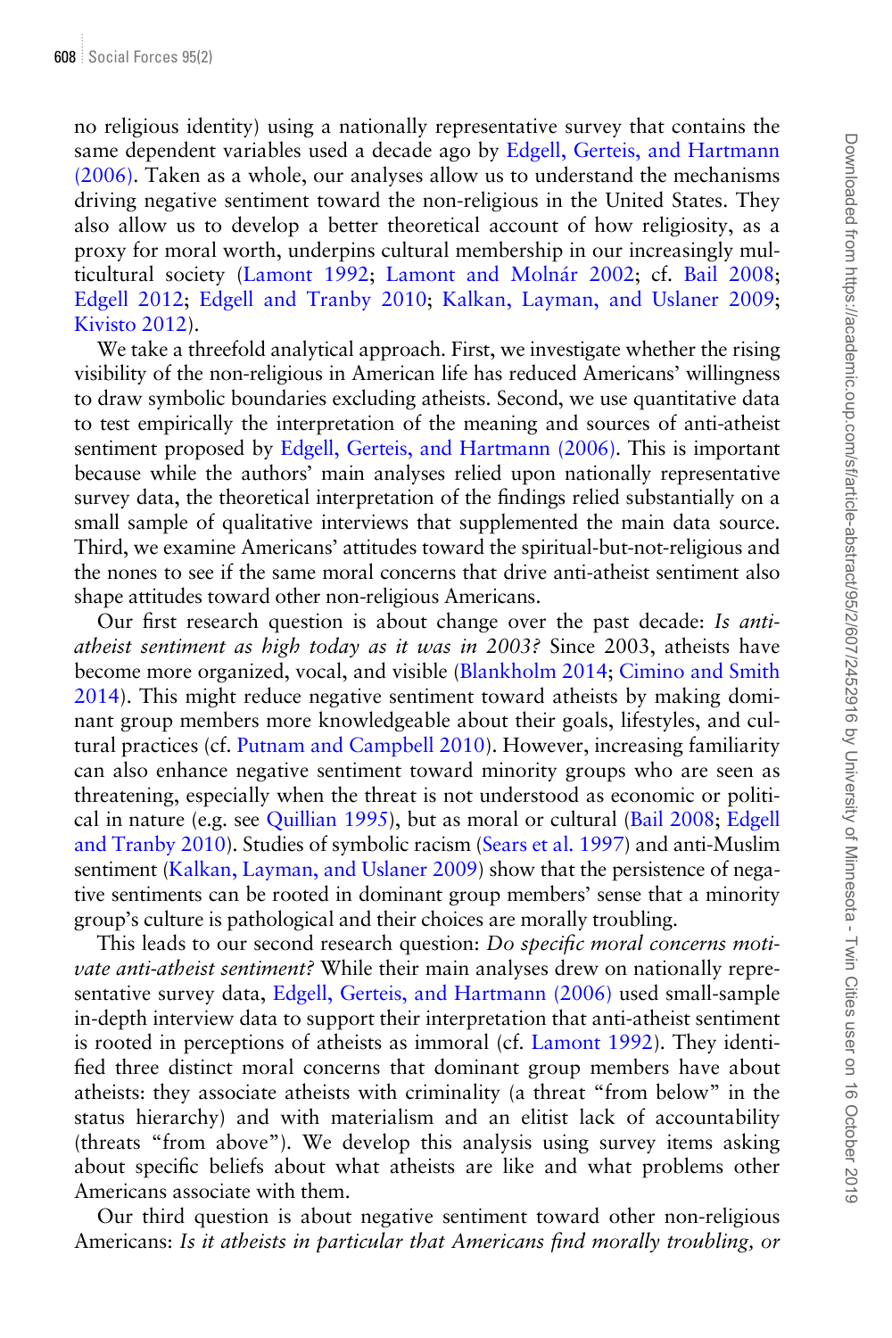no religious identity) using a nationally representative survey that contains the same dependent variables used a decade ago by Edgell, Gerteis, and Hartmann (2006). Taken as a whole, our analyses allow us to understand the mechanisms driving negative sentiment toward the non-religious in the United States. They also allow us to develop a better theoretical account of how religiosity, as a proxy for moral worth, underpins cultural membership in our increasingly multicultural society (Lamont 1992; Lamont and Molnár 2002; cf. Bail 2008; Edgell 2012; Edgell and Tranby 2010; Kalkan, Layman, and Uslaner 2009; Kivisto 2012).

We take a threefold analytical approach. First, we investigate whether the rising visibility of the non-religious in American life has reduced Americans' willingness to draw symbolic boundaries excluding atheists. Second, we use quantitative data to test empirically the interpretation of the meaning and sources of anti-atheist sentiment proposed by Edgell, Gerteis, and Hartmann (2006). This is important because while the authors' main analyses relied upon nationally representative survey data, the theoretical interpretation of the findings relied substantially on a small sample of qualitative interviews that supplemented the main data source. Third, we examine Americans' attitudes toward the spiritual-but-not-religious and the nones to see if the same moral concerns that drive anti-atheist sentiment also shape attitudes toward other non-religious Americans.

Our first research question is about change over the past decade: *Is anti-atheist sentiment as high today as it was in 2003?* Since 2003, atheists have become more organized, vocal, and visible (Blankholm 2014; Cimino and Smith 2014). This might reduce negative sentiment toward atheists by making dominant group members more knowledgeable about their goals, lifestyles, and cultural practices (cf. Putnam and Campbell 2010). However, increasing familiarity can also enhance negative sentiment toward minority groups who are seen as threatening, especially when the threat is not understood as economic or political in nature (e.g. see Quillian 1995), but as moral or cultural (Bail 2008; Edgell and Tranby 2010). Studies of symbolic racism (Sears et al. 1997) and anti-Muslim sentiment (Kalkan, Layman, and Uslaner 2009) show that the persistence of negative sentiments can be rooted in dominant group members' sense that a minority group's culture is pathological and their choices are morally troubling.

This leads to our second research question: *Do specific moral concerns motivate anti-atheist sentiment?* While their main analyses drew on nationally representative survey data, Edgell, Gerteis, and Hartmann (2006) used small-sample in-depth interview data to support their interpretation that anti-atheist sentiment is rooted in perceptions of atheists as immoral (cf. Lamont 1992). They identified three distinct moral concerns that dominant group members have about atheists: they associate atheists with criminality (a threat "from below" in the status hierarchy) and with materialism and an elitist lack of accountability (threats "from above"). We develop this analysis using survey items asking about specific beliefs about what atheists are like and what problems other Americans associate with them.

Our third question is about negative sentiment toward other non-religious Americans: *Is it atheists in particular that Americans find morally troubling, or*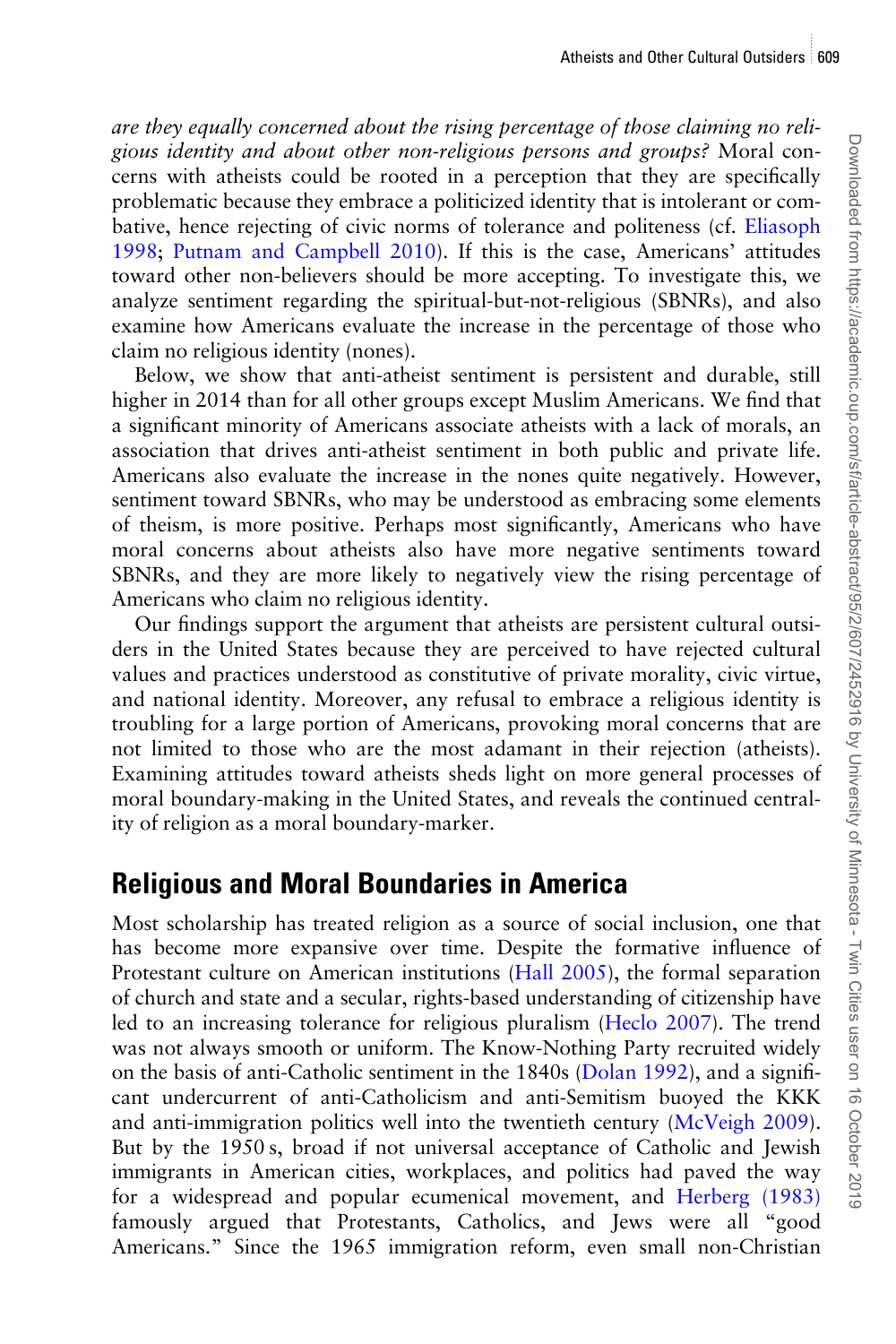*are they equally concerned about the rising percentage of those claiming no religious identity and about other non-religious persons and groups?* Moral concerns with atheists could be rooted in a perception that they are specifically problematic because they embrace a politicized identity that is intolerant or combative, hence rejecting of civic norms of tolerance and politeness (cf. Eliasoph 1998; Putnam and Campbell 2010). If this is the case, Americans' attitudes toward other non-believers should be more accepting. To investigate this, we analyze sentiment regarding the spiritual-but-not-religious (SBNRs), and also examine how Americans evaluate the increase in the percentage of those who claim no religious identity (nones).

Below, we show that anti-atheist sentiment is persistent and durable, still higher in 2014 than for all other groups except Muslim Americans. We find that a significant minority of Americans associate atheists with a lack of morals, an association that drives anti-atheist sentiment in both public and private life. Americans also evaluate the increase in the nones quite negatively. However, sentiment toward SBNRs, who may be understood as embracing some elements of theism, is more positive. Perhaps most significantly, Americans who have moral concerns about atheists also have more negative sentiments toward SBNRs, and they are more likely to negatively view the rising percentage of Americans who claim no religious identity.

Our findings support the argument that atheists are persistent cultural outsiders in the United States because they are perceived to have rejected cultural values and practices understood as constitutive of private morality, civic virtue, and national identity. Moreover, any refusal to embrace a religious identity is troubling for a large portion of Americans, provoking moral concerns that are not limited to those who are the most adamant in their rejection (atheists). Examining attitudes toward atheists sheds light on more general processes of moral boundary-making in the United States, and reveals the continued centrality of religion as a moral boundary-marker.

## Religious and Moral Boundaries in America

Most scholarship has treated religion as a source of social inclusion, one that has become more expansive over time. Despite the formative influence of Protestant culture on American institutions (Hall 2005), the formal separation of church and state and a secular, rights-based understanding of citizenship have led to an increasing tolerance for religious pluralism (Heclo 2007). The trend was not always smooth or uniform. The Know-Nothing Party recruited widely on the basis of anti-Catholic sentiment in the 1840s (Dolan 1992), and a significant undercurrent of anti-Catholicism and anti-Semitism buoyed the KKK and anti-immigration politics well into the twentieth century (McVeigh 2009). But by the 1950 s, broad if not universal acceptance of Catholic and Jewish immigrants in American cities, workplaces, and politics had paved the way for a widespread and popular ecumenical movement, and Herberg (1983) famously argued that Protestants, Catholics, and Jews were all "good Americans." Since the 1965 immigration reform, even small non-Christian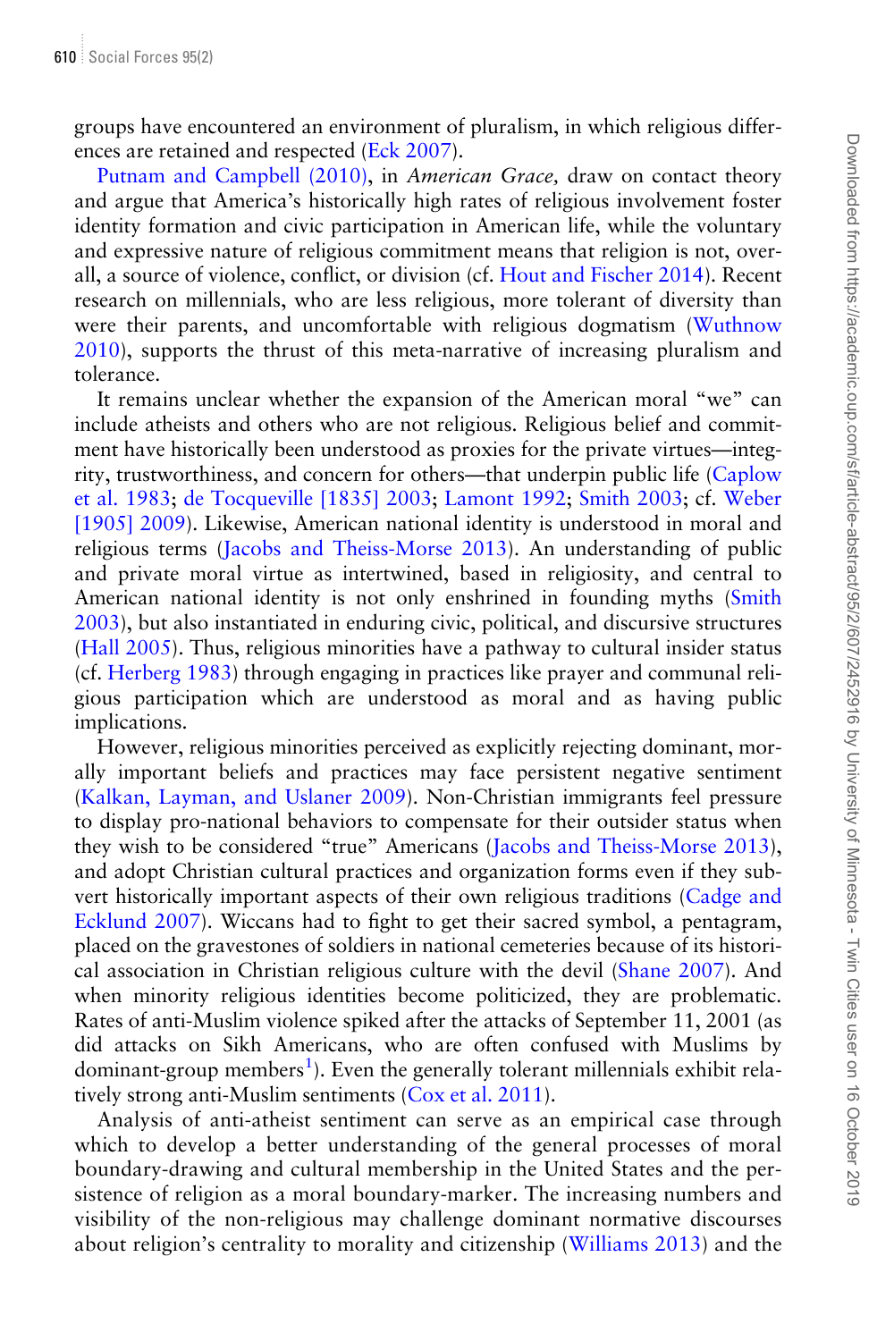groups have encountered an environment of pluralism, in which religious differences are retained and respected (Eck 2007).

Putnam and Campbell (2010), in *American Grace,* draw on contact theory and argue that America's historically high rates of religious involvement foster identity formation and civic participation in American life, while the voluntary and expressive nature of religious commitment means that religion is not, overall, a source of violence, conflict, or division (cf. Hout and Fischer 2014). Recent research on millennials, who are less religious, more tolerant of diversity than were their parents, and uncomfortable with religious dogmatism (Wuthnow 2010), supports the thrust of this meta-narrative of increasing pluralism and tolerance.

It remains unclear whether the expansion of the American moral "we" can include atheists and others who are not religious. Religious belief and commitment have historically been understood as proxies for the private virtues—integrity, trustworthiness, and concern for others—that underpin public life (Caplow et al. 1983; de Tocqueville [1835] 2003; Lamont 1992; Smith 2003; cf. Weber [1905] 2009). Likewise, American national identity is understood in moral and religious terms (Jacobs and Theiss-Morse 2013). An understanding of public and private moral virtue as intertwined, based in religiosity, and central to American national identity is not only enshrined in founding myths (Smith 2003), but also instantiated in enduring civic, political, and discursive structures (Hall 2005). Thus, religious minorities have a pathway to cultural insider status (cf. Herberg 1983) through engaging in practices like prayer and communal religious participation which are understood as moral and as having public implications.

However, religious minorities perceived as explicitly rejecting dominant, morally important beliefs and practices may face persistent negative sentiment (Kalkan, Layman, and Uslaner 2009). Non-Christian immigrants feel pressure to display pro-national behaviors to compensate for their outsider status when they wish to be considered "true" Americans (Jacobs and Theiss-Morse 2013), and adopt Christian cultural practices and organization forms even if they subvert historically important aspects of their own religious traditions (Cadge and Ecklund 2007). Wiccans had to fight to get their sacred symbol, a pentagram, placed on the gravestones of soldiers in national cemeteries because of its historical association in Christian religious culture with the devil (Shane 2007). And when minority religious identities become politicized, they are problematic. Rates of anti-Muslim violence spiked after the attacks of September 11, 2001 (as did attacks on Sikh Americans, who are often confused with Muslims by dominant-group members[1]). Even the generally tolerant millennials exhibit relatively strong anti-Muslim sentiments (Cox et al. 2011).

Analysis of anti-atheist sentiment can serve as an empirical case through which to develop a better understanding of the general processes of moral boundary-drawing and cultural membership in the United States and the persistence of religion as a moral boundary-marker. The increasing numbers and visibility of the non-religious may challenge dominant normative discourses about religion's centrality to morality and citizenship (Williams 2013) and the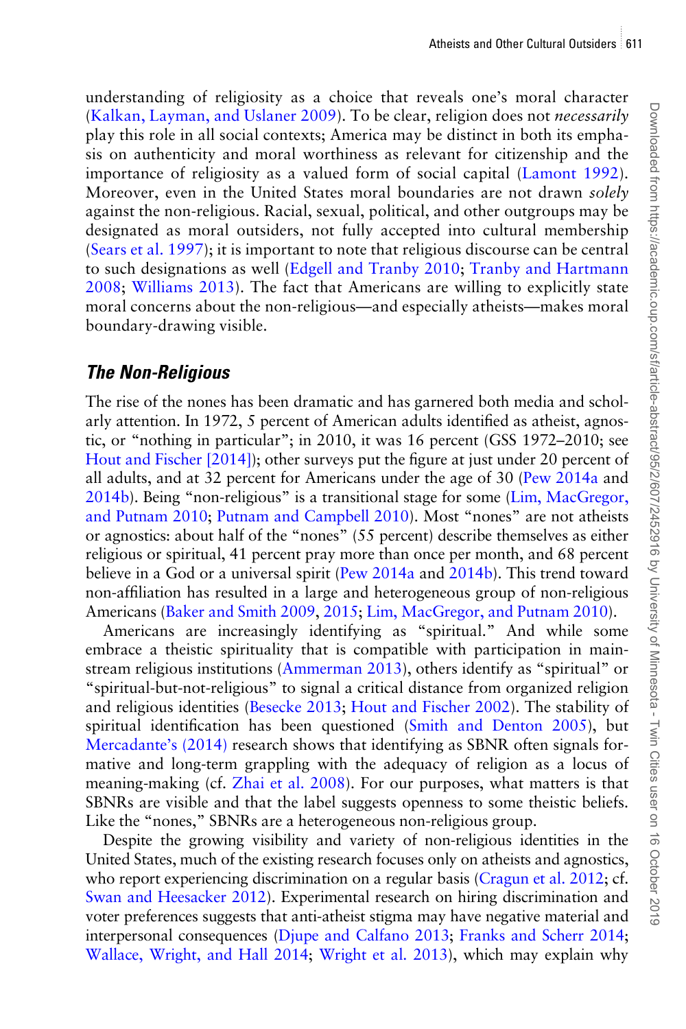understanding of religiosity as a choice that reveals one's moral character (Kalkan, Layman, and Uslaner 2009). To be clear, religion does not *necessarily* play this role in all social contexts; America may be distinct in both its emphasis on authenticity and moral worthiness as relevant for citizenship and the importance of religiosity as a valued form of social capital (Lamont 1992). Moreover, even in the United States moral boundaries are not drawn *solely* against the non-religious. Racial, sexual, political, and other outgroups may be designated as moral outsiders, not fully accepted into cultural membership (Sears et al. 1997); it is important to note that religious discourse can be central to such designations as well (Edgell and Tranby 2010; Tranby and Hartmann 2008; Williams 2013). The fact that Americans are willing to explicitly state moral concerns about the non-religious—and especially atheists—makes moral boundary-drawing visible.

## *The Non-Religious*

The rise of the nones has been dramatic and has garnered both media and scholarly attention. In 1972, 5 percent of American adults identified as atheist, agnostic, or "nothing in particular"; in 2010, it was 16 percent (GSS 1972–2010; see Hout and Fischer [2014]); other surveys put the figure at just under 20 percent of all adults, and at 32 percent for Americans under the age of 30 (Pew 2014a and 2014b). Being "non-religious" is a transitional stage for some (Lim, MacGregor, and Putnam 2010; Putnam and Campbell 2010). Most "nones" are not atheists or agnostics: about half of the "nones" (55 percent) describe themselves as either religious or spiritual, 41 percent pray more than once per month, and 68 percent believe in a God or a universal spirit (Pew 2014a and 2014b). This trend toward non-affiliation has resulted in a large and heterogeneous group of non-religious Americans (Baker and Smith 2009, 2015; Lim, MacGregor, and Putnam 2010).

Americans are increasingly identifying as "spiritual." And while some embrace a theistic spirituality that is compatible with participation in mainstream religious institutions (Ammerman 2013), others identify as "spiritual" or "spiritual-but-not-religious" to signal a critical distance from organized religion and religious identities (Besecke 2013; Hout and Fischer 2002). The stability of spiritual identification has been questioned (Smith and Denton 2005), but Mercadante's (2014) research shows that identifying as SBNR often signals formative and long-term grappling with the adequacy of religion as a locus of meaning-making (cf. Zhai et al. 2008). For our purposes, what matters is that SBNRs are visible and that the label suggests openness to some theistic beliefs. Like the "nones," SBNRs are a heterogeneous non-religious group.

Despite the growing visibility and variety of non-religious identities in the United States, much of the existing research focuses only on atheists and agnostics, who report experiencing discrimination on a regular basis (Cragun et al. 2012; cf. Swan and Heesacker 2012). Experimental research on hiring discrimination and voter preferences suggests that anti-atheist stigma may have negative material and interpersonal consequences (Djupe and Calfano 2013; Franks and Scherr 2014; Wallace, Wright, and Hall 2014; Wright et al. 2013), which may explain why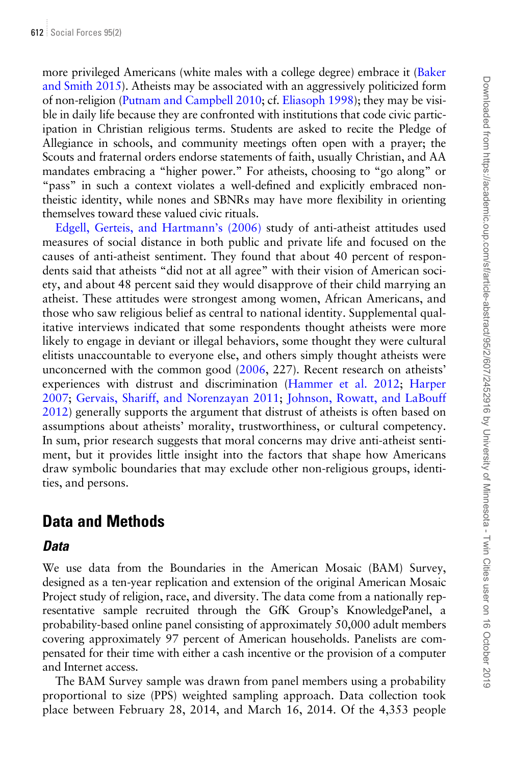more privileged Americans (white males with a college degree) embrace it (Baker and Smith 2015). Atheists may be associated with an aggressively politicized form of non-religion (Putnam and Campbell 2010; cf. Eliasoph 1998); they may be visible in daily life because they are confronted with institutions that code civic participation in Christian religious terms. Students are asked to recite the Pledge of Allegiance in schools, and community meetings often open with a prayer; the Scouts and fraternal orders endorse statements of faith, usually Christian, and AA mandates embracing a "higher power." For atheists, choosing to "go along" or "pass" in such a context violates a well-defined and explicitly embraced non-theistic identity, while nones and SBNRs may have more flexibility in orienting themselves toward these valued civic rituals.

Edgell, Gerteis, and Hartmann's (2006) study of anti-atheist attitudes used measures of social distance in both public and private life and focused on the causes of anti-atheist sentiment. They found that about 40 percent of respondents said that atheists "did not at all agree" with their vision of American society, and about 48 percent said they would disapprove of their child marrying an atheist. These attitudes were strongest among women, African Americans, and those who saw religious belief as central to national identity. Supplemental qualitative interviews indicated that some respondents thought atheists were more likely to engage in deviant or illegal behaviors, some thought they were cultural elitists unaccountable to everyone else, and others simply thought atheists were unconcerned with the common good (2006, 227). Recent research on atheists' experiences with distrust and discrimination (Hammer et al. 2012; Harper 2007; Gervais, Shariff, and Norenzayan 2011; Johnson, Rowatt, and LaBouff 2012) generally supports the argument that distrust of atheists is often based on assumptions about atheists' morality, trustworthiness, or cultural competency. In sum, prior research suggests that moral concerns may drive anti-atheist sentiment, but it provides little insight into the factors that shape how Americans draw symbolic boundaries that may exclude other non-religious groups, identities, and persons.

## Data and Methods

### *Data*

We use data from the Boundaries in the American Mosaic (BAM) Survey, designed as a ten-year replication and extension of the original American Mosaic Project study of religion, race, and diversity. The data come from a nationally representative sample recruited through the GfK Group's KnowledgePanel, a probability-based online panel consisting of approximately 50,000 adult members covering approximately 97 percent of American households. Panelists are compensated for their time with either a cash incentive or the provision of a computer and Internet access.

The BAM Survey sample was drawn from panel members using a probability proportional to size (PPS) weighted sampling approach. Data collection took place between February 28, 2014, and March 16, 2014. Of the 4,353 people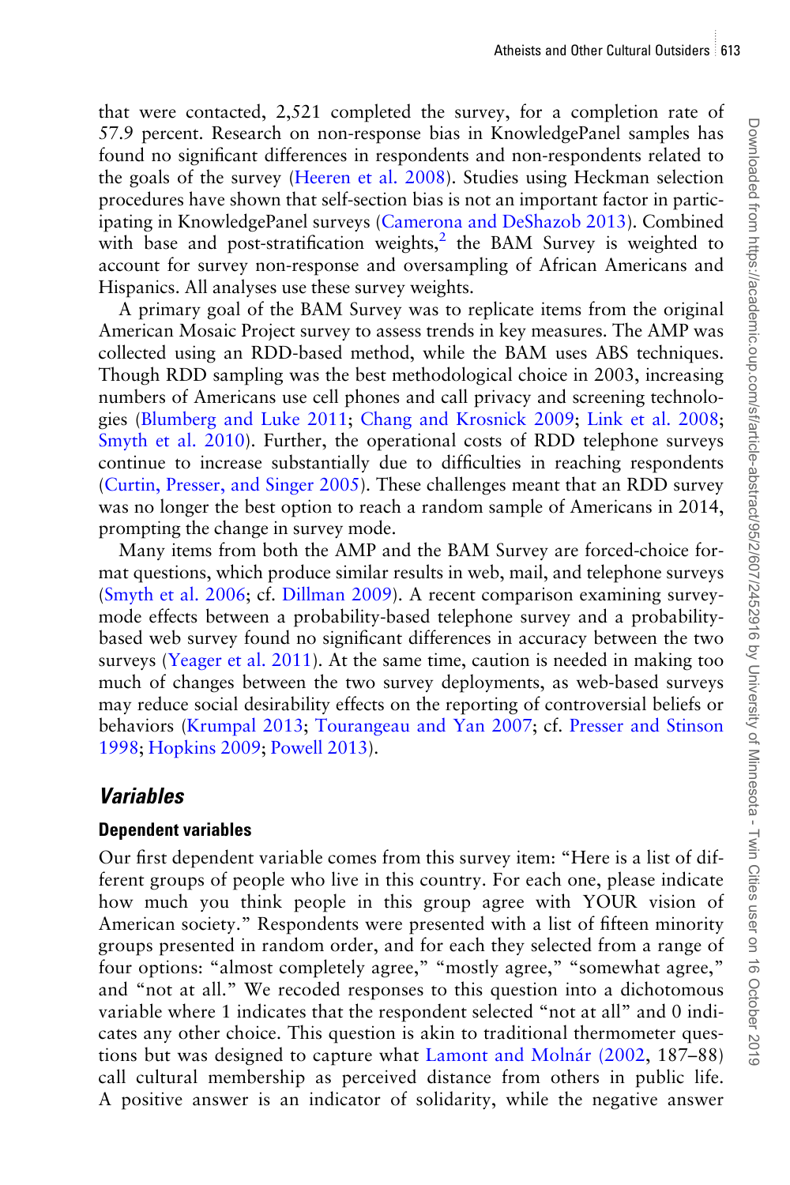that were contacted, 2,521 completed the survey, for a completion rate of 57.9 percent. Research on non-response bias in KnowledgePanel samples has found no significant differences in respondents and non-respondents related to the goals of the survey (Heeren et al. 2008). Studies using Heckman selection procedures have shown that self-section bias is not an important factor in participating in KnowledgePanel surveys (Camerona and DeShazob 2013). Combined with base and post-stratification weights,[2] the BAM Survey is weighted to account for survey non-response and oversampling of African Americans and Hispanics. All analyses use these survey weights.

A primary goal of the BAM Survey was to replicate items from the original American Mosaic Project survey to assess trends in key measures. The AMP was collected using an RDD-based method, while the BAM uses ABS techniques. Though RDD sampling was the best methodological choice in 2003, increasing numbers of Americans use cell phones and call privacy and screening technologies (Blumberg and Luke 2011; Chang and Krosnick 2009; Link et al. 2008; Smyth et al. 2010). Further, the operational costs of RDD telephone surveys continue to increase substantially due to difficulties in reaching respondents (Curtin, Presser, and Singer 2005). These challenges meant that an RDD survey was no longer the best option to reach a random sample of Americans in 2014, prompting the change in survey mode.

Many items from both the AMP and the BAM Survey are forced-choice format questions, which produce similar results in web, mail, and telephone surveys (Smyth et al. 2006; cf. Dillman 2009). A recent comparison examining survey-mode effects between a probability-based telephone survey and a probability-based web survey found no significant differences in accuracy between the two surveys (Yeager et al. 2011). At the same time, caution is needed in making too much of changes between the two survey deployments, as web-based surveys may reduce social desirability effects on the reporting of controversial beliefs or behaviors (Krumpal 2013; Tourangeau and Yan 2007; cf. Presser and Stinson 1998; Hopkins 2009; Powell 2013).

## *Variables*

### Dependent variables

Our first dependent variable comes from this survey item: "Here is a list of different groups of people who live in this country. For each one, please indicate how much you think people in this group agree with YOUR vision of American society." Respondents were presented with a list of fifteen minority groups presented in random order, and for each they selected from a range of four options: "almost completely agree," "mostly agree," "somewhat agree," and "not at all." We recoded responses to this question into a dichotomous variable where 1 indicates that the respondent selected "not at all" and 0 indicates any other choice. This question is akin to traditional thermometer questions but was designed to capture what Lamont and Molnár (2002, 187–88) call cultural membership as perceived distance from others in public life. A positive answer is an indicator of solidarity, while the negative answer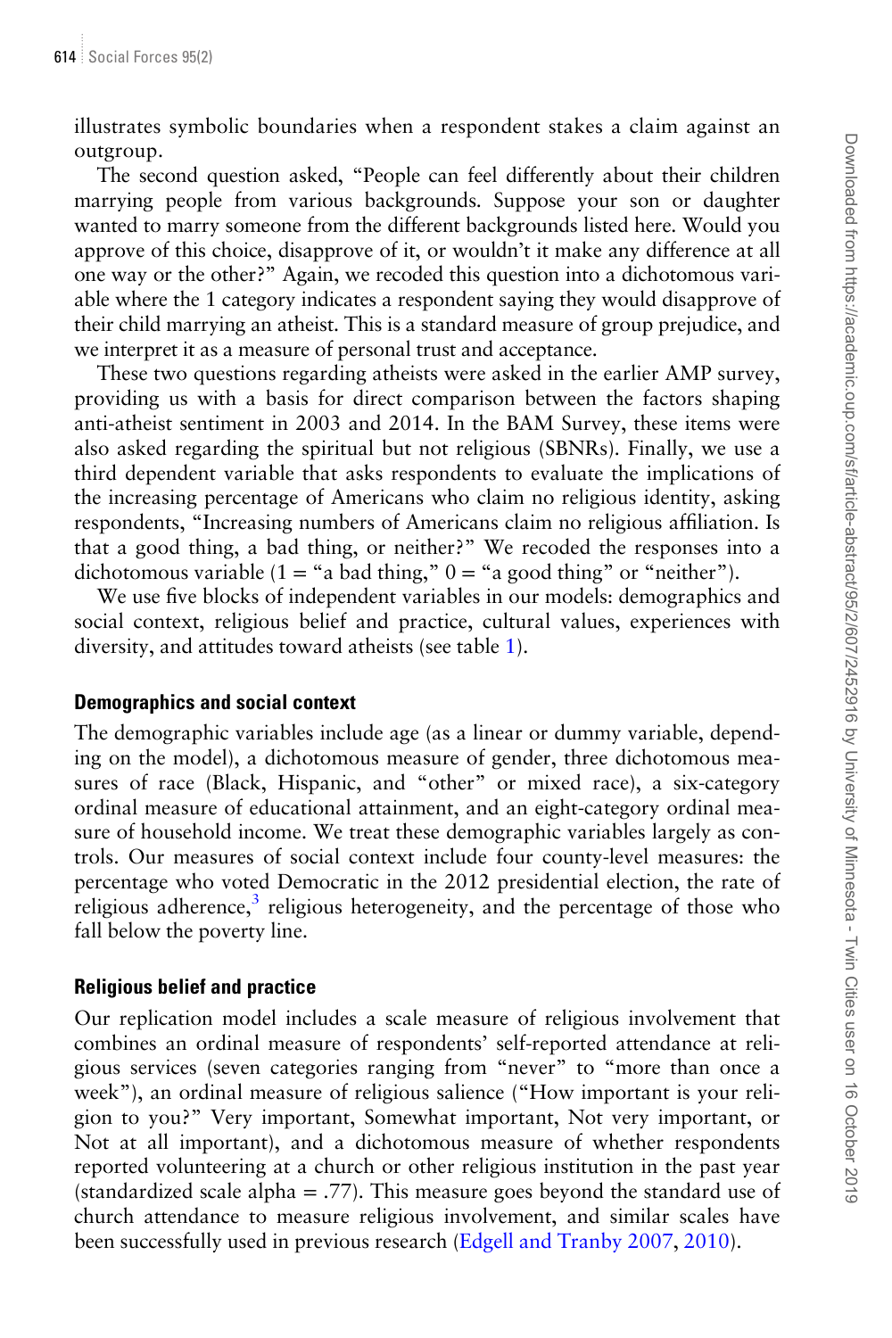illustrates symbolic boundaries when a respondent stakes a claim against an outgroup.

The second question asked, "People can feel differently about their children marrying people from various backgrounds. Suppose your son or daughter wanted to marry someone from the different backgrounds listed here. Would you approve of this choice, disapprove of it, or wouldn't it make any difference at all one way or the other?" Again, we recoded this question into a dichotomous variable where the 1 category indicates a respondent saying they would disapprove of their child marrying an atheist. This is a standard measure of group prejudice, and we interpret it as a measure of personal trust and acceptance.

These two questions regarding atheists were asked in the earlier AMP survey, providing us with a basis for direct comparison between the factors shaping anti-atheist sentiment in 2003 and 2014. In the BAM Survey, these items were also asked regarding the spiritual but not religious (SBNRs). Finally, we use a third dependent variable that asks respondents to evaluate the implications of the increasing percentage of Americans who claim no religious identity, asking respondents, "Increasing numbers of Americans claim no religious affiliation. Is that a good thing, a bad thing, or neither?" We recoded the responses into a dichotomous variable (1 = "a bad thing," 0 = "a good thing" or "neither").

We use five blocks of independent variables in our models: demographics and social context, religious belief and practice, cultural values, experiences with diversity, and attitudes toward atheists (see table 1).

### Demographics and social context

The demographic variables include age (as a linear or dummy variable, depending on the model), a dichotomous measure of gender, three dichotomous measures of race (Black, Hispanic, and "other" or mixed race), a six-category ordinal measure of educational attainment, and an eight-category ordinal measure of household income. We treat these demographic variables largely as controls. Our measures of social context include four county-level measures: the percentage who voted Democratic in the 2012 presidential election, the rate of religious adherence,[3] religious heterogeneity, and the percentage of those who fall below the poverty line.

### Religious belief and practice

Our replication model includes a scale measure of religious involvement that combines an ordinal measure of respondents' self-reported attendance at religious services (seven categories ranging from "never" to "more than once a week"), an ordinal measure of religious salience ("How important is your religion to you?" Very important, Somewhat important, Not very important, or Not at all important), and a dichotomous measure of whether respondents reported volunteering at a church or other religious institution in the past year (standardized scale alpha = .77). This measure goes beyond the standard use of church attendance to measure religious involvement, and similar scales have been successfully used in previous research (Edgell and Tranby 2007, 2010).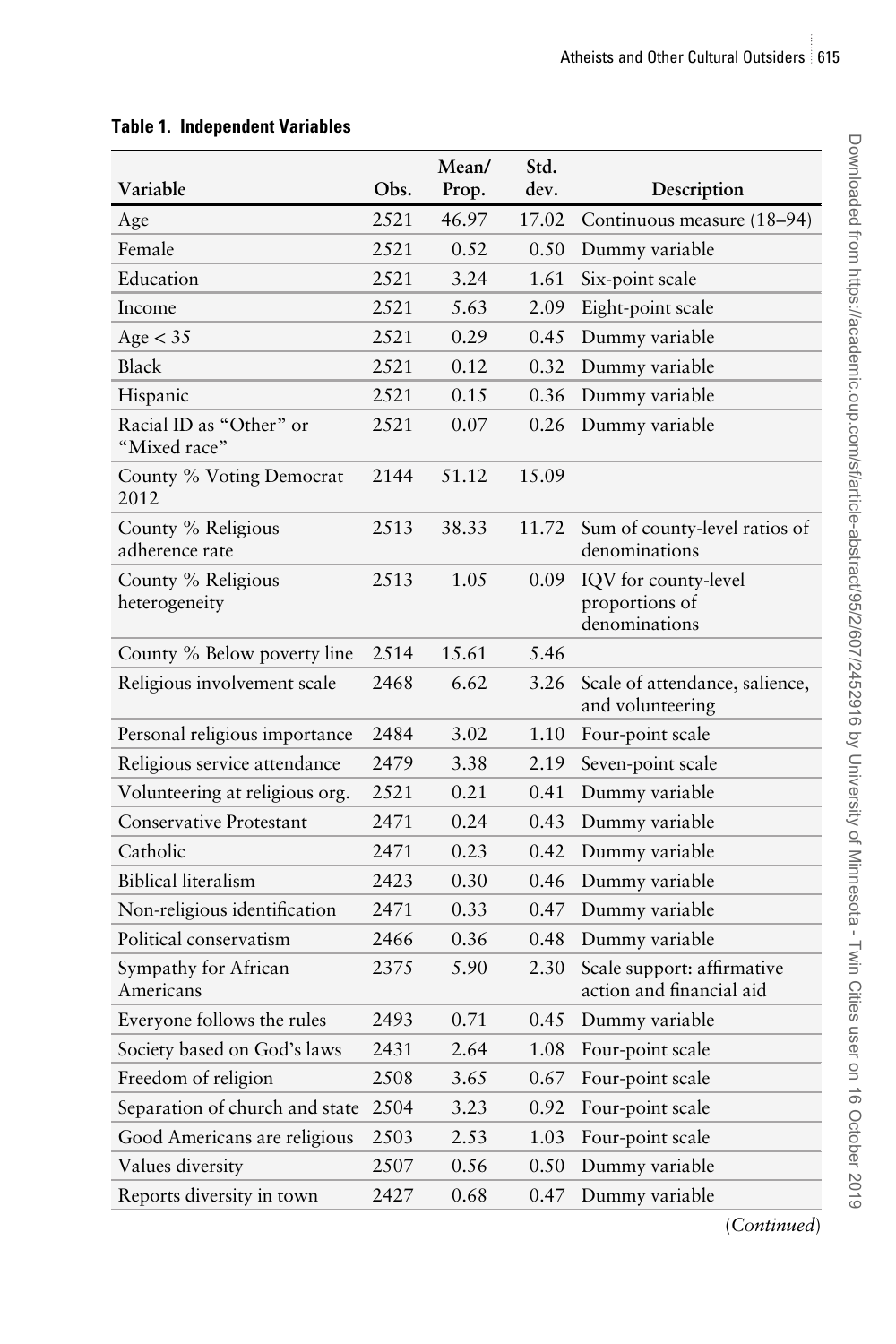**Table 1. Independent Variables**

| Variable | Obs. | Mean/ Prop. | Std. dev. | Description |
|---|---|---|---|---|
| Age | 2521 | 46.97 | 17.02 | Continuous measure (18–94) |
| Female | 2521 | 0.52 | 0.50 | Dummy variable |
| Education | 2521 | 3.24 | 1.61 | Six-point scale |
| Income | 2521 | 5.63 | 2.09 | Eight-point scale |
| Age < 35 | 2521 | 0.29 | 0.45 | Dummy variable |
| Black | 2521 | 0.12 | 0.32 | Dummy variable |
| Hispanic | 2521 | 0.15 | 0.36 | Dummy variable |
| Racial ID as "Other" or "Mixed race" | 2521 | 0.07 | 0.26 | Dummy variable |
| County % Voting Democrat 2012 | 2144 | 51.12 | 15.09 | |
| County % Religious adherence rate | 2513 | 38.33 | 11.72 | Sum of county-level ratios of denominations |
| County % Religious heterogeneity | 2513 | 1.05 | 0.09 | IQV for county-level proportions of denominations |
| County % Below poverty line | 2514 | 15.61 | 5.46 | |
| Religious involvement scale | 2468 | 6.62 | 3.26 | Scale of attendance, salience, and volunteering |
| Personal religious importance | 2484 | 3.02 | 1.10 | Four-point scale |
| Religious service attendance | 2479 | 3.38 | 2.19 | Seven-point scale |
| Volunteering at religious org. | 2521 | 0.21 | 0.41 | Dummy variable |
| Conservative Protestant | 2471 | 0.24 | 0.43 | Dummy variable |
| Catholic | 2471 | 0.23 | 0.42 | Dummy variable |
| Biblical literalism | 2423 | 0.30 | 0.46 | Dummy variable |
| Non-religious identification | 2471 | 0.33 | 0.47 | Dummy variable |
| Political conservatism | 2466 | 0.36 | 0.48 | Dummy variable |
| Sympathy for African Americans | 2375 | 5.90 | 2.30 | Scale support: affirmative action and financial aid |
| Everyone follows the rules | 2493 | 0.71 | 0.45 | Dummy variable |
| Society based on God's laws | 2431 | 2.64 | 1.08 | Four-point scale |
| Freedom of religion | 2508 | 3.65 | 0.67 | Four-point scale |
| Separation of church and state | 2504 | 3.23 | 0.92 | Four-point scale |
| Good Americans are religious | 2503 | 2.53 | 1.03 | Four-point scale |
| Values diversity | 2507 | 0.56 | 0.50 | Dummy variable |
| Reports diversity in town | 2427 | 0.68 | 0.47 | Dummy variable |

(*Continued*)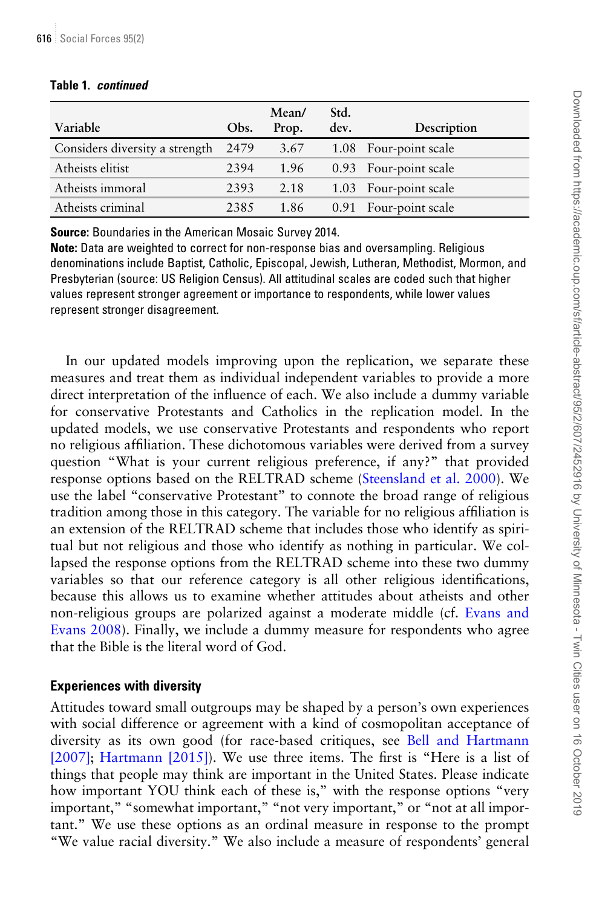**Table 1. *continued***

| Variable | Obs. | Mean/ Prop. | Std. dev. | Description |
|---|---|---|---|---|
| Considers diversity a strength | 2479 | 3.67 | 1.08 | Four-point scale |
| Atheists elitist | 2394 | 1.96 | 0.93 | Four-point scale |
| Atheists immoral | 2393 | 2.18 | 1.03 | Four-point scale |
| Atheists criminal | 2385 | 1.86 | 0.91 | Four-point scale |

**Source:** Boundaries in the American Mosaic Survey 2014.
**Note:** Data are weighted to correct for non-response bias and oversampling. Religious denominations include Baptist, Catholic, Episcopal, Jewish, Lutheran, Methodist, Mormon, and Presbyterian (source: US Religion Census). All attitudinal scales are coded such that higher values represent stronger agreement or importance to respondents, while lower values represent stronger disagreement.

In our updated models improving upon the replication, we separate these measures and treat them as individual independent variables to provide a more direct interpretation of the influence of each. We also include a dummy variable for conservative Protestants and Catholics in the replication model. In the updated models, we use conservative Protestants and respondents who report no religious affiliation. These dichotomous variables were derived from a survey question "What is your current religious preference, if any?" that provided response options based on the RELTRAD scheme (Steensland et al. 2000). We use the label "conservative Protestant" to connote the broad range of religious tradition among those in this category. The variable for no religious affiliation is an extension of the RELTRAD scheme that includes those who identify as spiritual but not religious and those who identify as nothing in particular. We collapsed the response options from the RELTRAD scheme into these two dummy variables so that our reference category is all other religious identifications, because this allows us to examine whether attitudes about atheists and other non-religious groups are polarized against a moderate middle (cf. Evans and Evans 2008). Finally, we include a dummy measure for respondents who agree that the Bible is the literal word of God.

### Experiences with diversity

Attitudes toward small outgroups may be shaped by a person's own experiences with social difference or agreement with a kind of cosmopolitan acceptance of diversity as its own good (for race-based critiques, see Bell and Hartmann [2007]; Hartmann [2015]). We use three items. The first is "Here is a list of things that people may think are important in the United States. Please indicate how important YOU think each of these is," with the response options "very important," "somewhat important," "not very important," or "not at all important." We use these options as an ordinal measure in response to the prompt "We value racial diversity." We also include a measure of respondents' general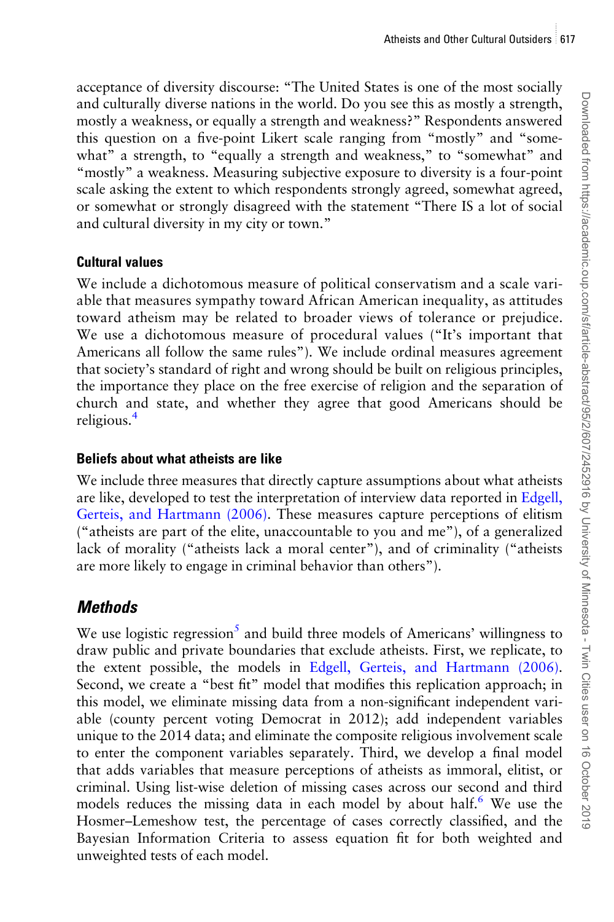acceptance of diversity discourse: "The United States is one of the most socially and culturally diverse nations in the world. Do you see this as mostly a strength, mostly a weakness, or equally a strength and weakness?" Respondents answered this question on a five-point Likert scale ranging from "mostly" and "somewhat" a strength, to "equally a strength and weakness," to "somewhat" and "mostly" a weakness. Measuring subjective exposure to diversity is a four-point scale asking the extent to which respondents strongly agreed, somewhat agreed, or somewhat or strongly disagreed with the statement "There IS a lot of social and cultural diversity in my city or town."

### Cultural values

We include a dichotomous measure of political conservatism and a scale variable that measures sympathy toward African American inequality, as attitudes toward atheism may be related to broader views of tolerance or prejudice. We use a dichotomous measure of procedural values ("It's important that Americans all follow the same rules"). We include ordinal measures agreement that society's standard of right and wrong should be built on religious principles, the importance they place on the free exercise of religion and the separation of church and state, and whether they agree that good Americans should be religious.[4]

### Beliefs about what atheists are like

We include three measures that directly capture assumptions about what atheists are like, developed to test the interpretation of interview data reported in Edgell, Gerteis, and Hartmann (2006). These measures capture perceptions of elitism ("atheists are part of the elite, unaccountable to you and me"), of a generalized lack of morality ("atheists lack a moral center"), and of criminality ("atheists are more likely to engage in criminal behavior than others").

## *Methods*

We use logistic regression[5] and build three models of Americans' willingness to draw public and private boundaries that exclude atheists. First, we replicate, to the extent possible, the models in Edgell, Gerteis, and Hartmann (2006). Second, we create a "best fit" model that modifies this replication approach; in this model, we eliminate missing data from a non-significant independent variable (county percent voting Democrat in 2012); add independent variables unique to the 2014 data; and eliminate the composite religious involvement scale to enter the component variables separately. Third, we develop a final model that adds variables that measure perceptions of atheists as immoral, elitist, or criminal. Using list-wise deletion of missing cases across our second and third models reduces the missing data in each model by about half.[6] We use the Hosmer–Lemeshow test, the percentage of cases correctly classified, and the Bayesian Information Criteria to assess equation fit for both weighted and unweighted tests of each model.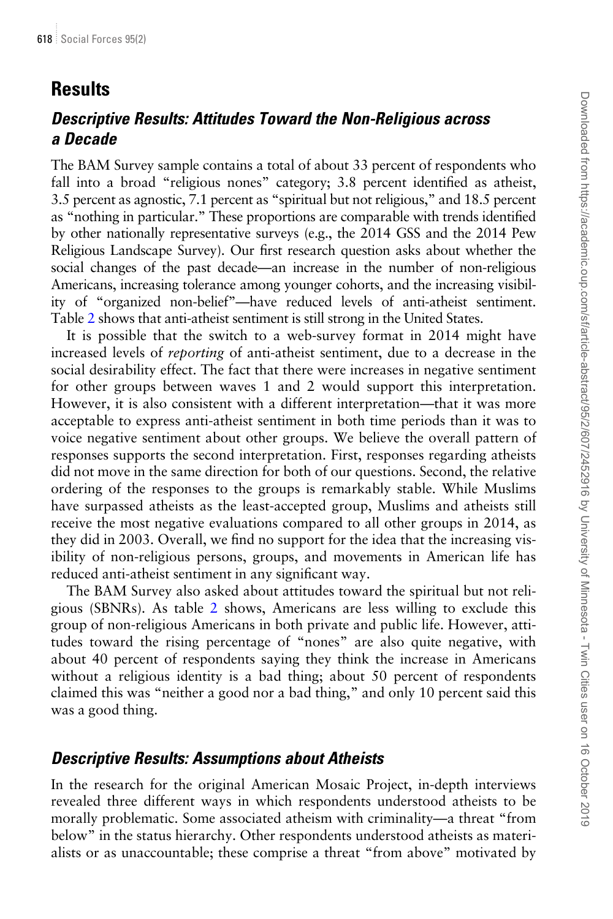## Results

### *Descriptive Results: Attitudes Toward the Non-Religious across a Decade*

The BAM Survey sample contains a total of about 33 percent of respondents who fall into a broad "religious nones" category; 3.8 percent identified as atheist, 3.5 percent as agnostic, 7.1 percent as "spiritual but not religious," and 18.5 percent as "nothing in particular." These proportions are comparable with trends identified by other nationally representative surveys (e.g., the 2014 GSS and the 2014 Pew Religious Landscape Survey). Our first research question asks about whether the social changes of the past decade—an increase in the number of non-religious Americans, increasing tolerance among younger cohorts, and the increasing visibility of "organized non-belief"—have reduced levels of anti-atheist sentiment. Table 2 shows that anti-atheist sentiment is still strong in the United States.

It is possible that the switch to a web-survey format in 2014 might have increased levels of *reporting* of anti-atheist sentiment, due to a decrease in the social desirability effect. The fact that there were increases in negative sentiment for other groups between waves 1 and 2 would support this interpretation. However, it is also consistent with a different interpretation—that it was more acceptable to express anti-atheist sentiment in both time periods than it was to voice negative sentiment about other groups. We believe the overall pattern of responses supports the second interpretation. First, responses regarding atheists did not move in the same direction for both of our questions. Second, the relative ordering of the responses to the groups is remarkably stable. While Muslims have surpassed atheists as the least-accepted group, Muslims and atheists still receive the most negative evaluations compared to all other groups in 2014, as they did in 2003. Overall, we find no support for the idea that the increasing visibility of non-religious persons, groups, and movements in American life has reduced anti-atheist sentiment in any significant way.

The BAM Survey also asked about attitudes toward the spiritual but not religious (SBNRs). As table 2 shows, Americans are less willing to exclude this group of non-religious Americans in both private and public life. However, attitudes toward the rising percentage of "nones" are also quite negative, with about 40 percent of respondents saying they think the increase in Americans without a religious identity is a bad thing; about 50 percent of respondents claimed this was "neither a good nor a bad thing," and only 10 percent said this was a good thing.

### *Descriptive Results: Assumptions about Atheists*

In the research for the original American Mosaic Project, in-depth interviews revealed three different ways in which respondents understood atheists to be morally problematic. Some associated atheism with criminality—a threat "from below" in the status hierarchy. Other respondents understood atheists as materialists or as unaccountable; these comprise a threat "from above" motivated by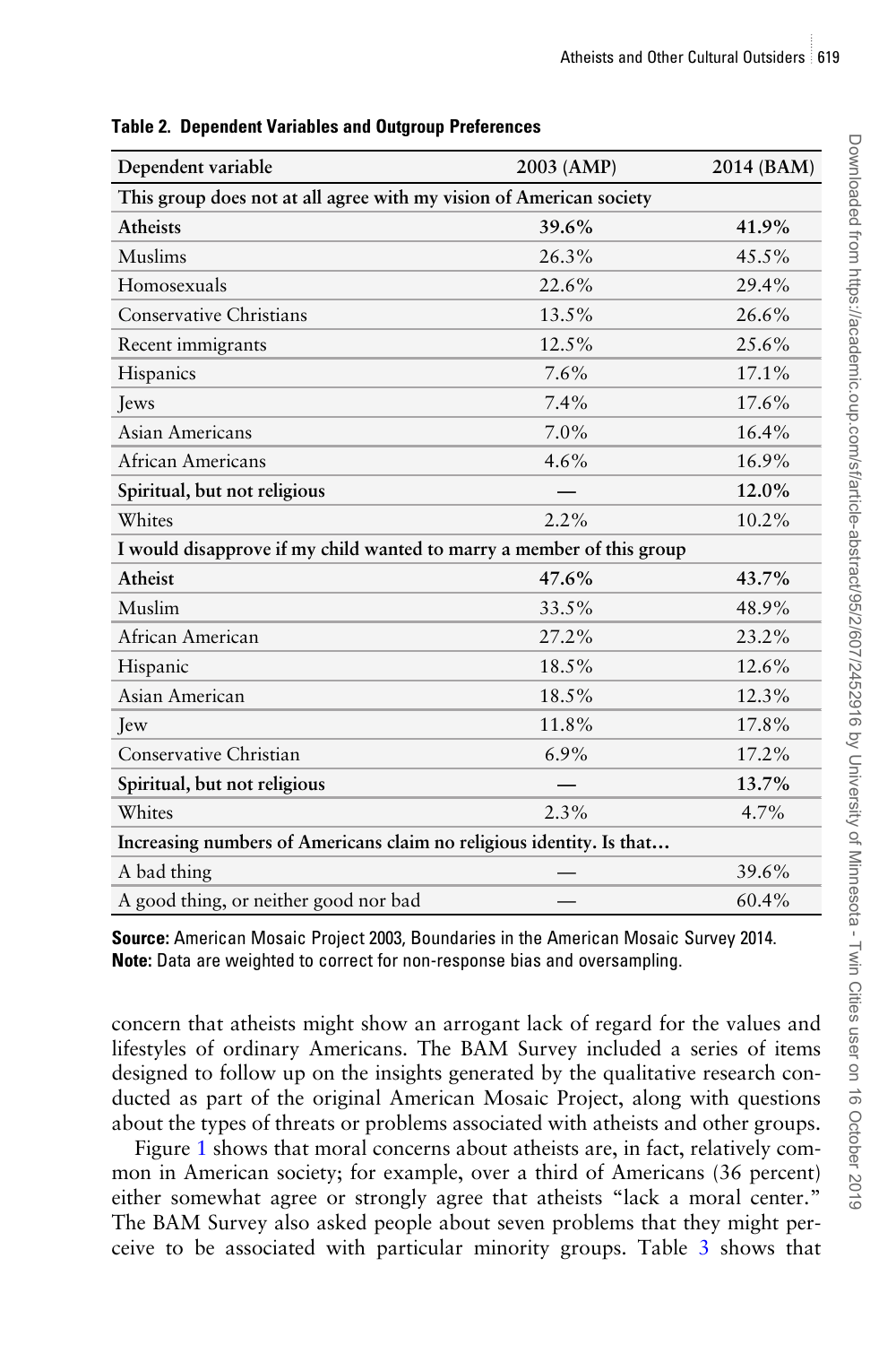**Table 2. Dependent Variables and Outgroup Preferences**

| Dependent variable | 2003 (AMP) | 2014 (BAM) |
|---|---|---|
| This group does not at all agree with my vision of American society | | |
| **Atheists** | **39.6%** | **41.9%** |
| Muslims | 26.3% | 45.5% |
| Homosexuals | 22.6% | 29.4% |
| Conservative Christians | 13.5% | 26.6% |
| Recent immigrants | 12.5% | 25.6% |
| Hispanics | 7.6% | 17.1% |
| Jews | 7.4% | 17.6% |
| Asian Americans | 7.0% | 16.4% |
| African Americans | 4.6% | 16.9% |
| **Spiritual, but not religious** | **—** | **12.0%** |
| Whites | 2.2% | 10.2% |
| I would disapprove if my child wanted to marry a member of this group | | |
| **Atheist** | **47.6%** | **43.7%** |
| Muslim | 33.5% | 48.9% |
| African American | 27.2% | 23.2% |
| Hispanic | 18.5% | 12.6% |
| Asian American | 18.5% | 12.3% |
| Jew | 11.8% | 17.8% |
| Conservative Christian | 6.9% | 17.2% |
| **Spiritual, but not religious** | **—** | **13.7%** |
| Whites | 2.3% | 4.7% |
| Increasing numbers of Americans claim no religious identity. Is that… | | |
| A bad thing | — | 39.6% |
| A good thing, or neither good nor bad | — | 60.4% |

**Source:** American Mosaic Project 2003, Boundaries in the American Mosaic Survey 2014.
**Note:** Data are weighted to correct for non-response bias and oversampling.

concern that atheists might show an arrogant lack of regard for the values and lifestyles of ordinary Americans. The BAM Survey included a series of items designed to follow up on the insights generated by the qualitative research conducted as part of the original American Mosaic Project, along with questions about the types of threats or problems associated with atheists and other groups.

Figure 1 shows that moral concerns about atheists are, in fact, relatively common in American society; for example, over a third of Americans (36 percent) either somewhat agree or strongly agree that atheists "lack a moral center." The BAM Survey also asked people about seven problems that they might perceive to be associated with particular minority groups. Table 3 shows that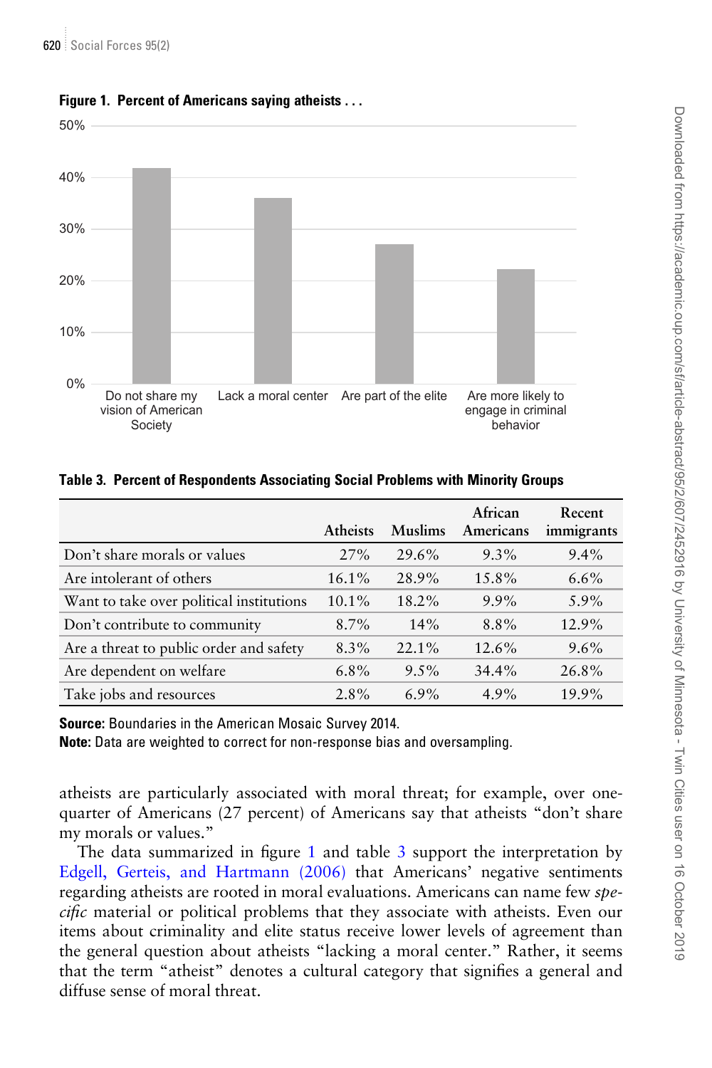**Figure 1. Percent of Americans saying atheists . . .**

**Table 3. Percent of Respondents Associating Social Problems with Minority Groups**

| | Atheists | Muslims | African Americans | Recent immigrants |
|---|---|---|---|---|
| Don't share morals or values | 27% | 29.6% | 9.3% | 9.4% |
| Are intolerant of others | 16.1% | 28.9% | 15.8% | 6.6% |
| Want to take over political institutions | 10.1% | 18.2% | 9.9% | 5.9% |
| Don't contribute to community | 8.7% | 14% | 8.8% | 12.9% |
| Are a threat to public order and safety | 8.3% | 22.1% | 12.6% | 9.6% |
| Are dependent on welfare | 6.8% | 9.5% | 34.4% | 26.8% |
| Take jobs and resources | 2.8% | 6.9% | 4.9% | 19.9% |

**Source:** Boundaries in the American Mosaic Survey 2014.
**Note:** Data are weighted to correct for non-response bias and oversampling.

atheists are particularly associated with moral threat; for example, over one-quarter of Americans (27 percent) of Americans say that atheists "don't share my morals or values."

The data summarized in figure 1 and table 3 support the interpretation by Edgell, Gerteis, and Hartmann (2006) that Americans' negative sentiments regarding atheists are rooted in moral evaluations. Americans can name few *specific* material or political problems that they associate with atheists. Even our items about criminality and elite status receive lower levels of agreement than the general question about atheists "lacking a moral center." Rather, it seems that the term "atheist" denotes a cultural category that signifies a general and diffuse sense of moral threat.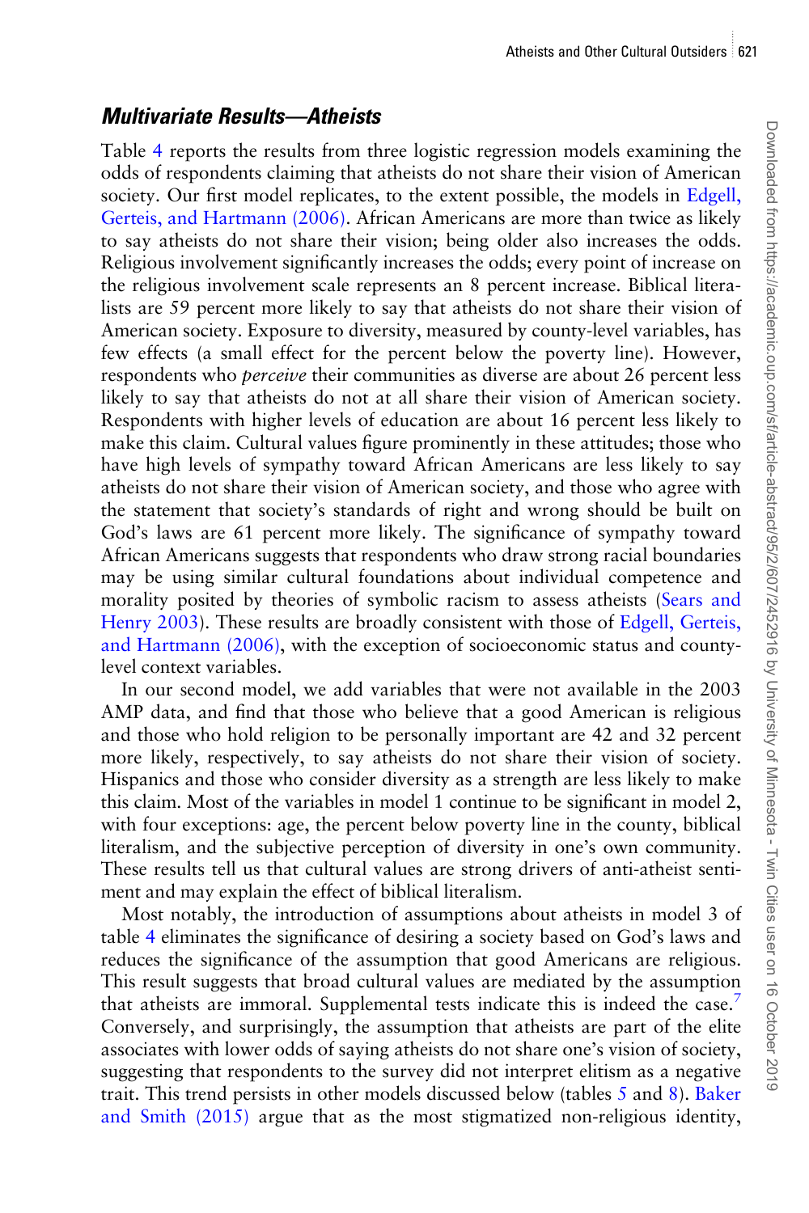### *Multivariate Results—Atheists*

Table 4 reports the results from three logistic regression models examining the odds of respondents claiming that atheists do not share their vision of American society. Our first model replicates, to the extent possible, the models in Edgell, Gerteis, and Hartmann (2006). African Americans are more than twice as likely to say atheists do not share their vision; being older also increases the odds. Religious involvement significantly increases the odds; every point of increase on the religious involvement scale represents an 8 percent increase. Biblical literalists are 59 percent more likely to say that atheists do not share their vision of American society. Exposure to diversity, measured by county-level variables, has few effects (a small effect for the percent below the poverty line). However, respondents who *perceive* their communities as diverse are about 26 percent less likely to say that atheists do not at all share their vision of American society. Respondents with higher levels of education are about 16 percent less likely to make this claim. Cultural values figure prominently in these attitudes; those who have high levels of sympathy toward African Americans are less likely to say atheists do not share their vision of American society, and those who agree with the statement that society's standards of right and wrong should be built on God's laws are 61 percent more likely. The significance of sympathy toward African Americans suggests that respondents who draw strong racial boundaries may be using similar cultural foundations about individual competence and morality posited by theories of symbolic racism to assess atheists (Sears and Henry 2003). These results are broadly consistent with those of Edgell, Gerteis, and Hartmann (2006), with the exception of socioeconomic status and county-level context variables.

In our second model, we add variables that were not available in the 2003 AMP data, and find that those who believe that a good American is religious and those who hold religion to be personally important are 42 and 32 percent more likely, respectively, to say atheists do not share their vision of society. Hispanics and those who consider diversity as a strength are less likely to make this claim. Most of the variables in model 1 continue to be significant in model 2, with four exceptions: age, the percent below poverty line in the county, biblical literalism, and the subjective perception of diversity in one's own community. These results tell us that cultural values are strong drivers of anti-atheist sentiment and may explain the effect of biblical literalism.

Most notably, the introduction of assumptions about atheists in model 3 of table 4 eliminates the significance of desiring a society based on God's laws and reduces the significance of the assumption that good Americans are religious. This result suggests that broad cultural values are mediated by the assumption that atheists are immoral. Supplemental tests indicate this is indeed the case.[7] Conversely, and surprisingly, the assumption that atheists are part of the elite associates with lower odds of saying atheists do not share one's vision of society, suggesting that respondents to the survey did not interpret elitism as a negative trait. This trend persists in other models discussed below (tables 5 and 8). Baker and Smith (2015) argue that as the most stigmatized non-religious identity,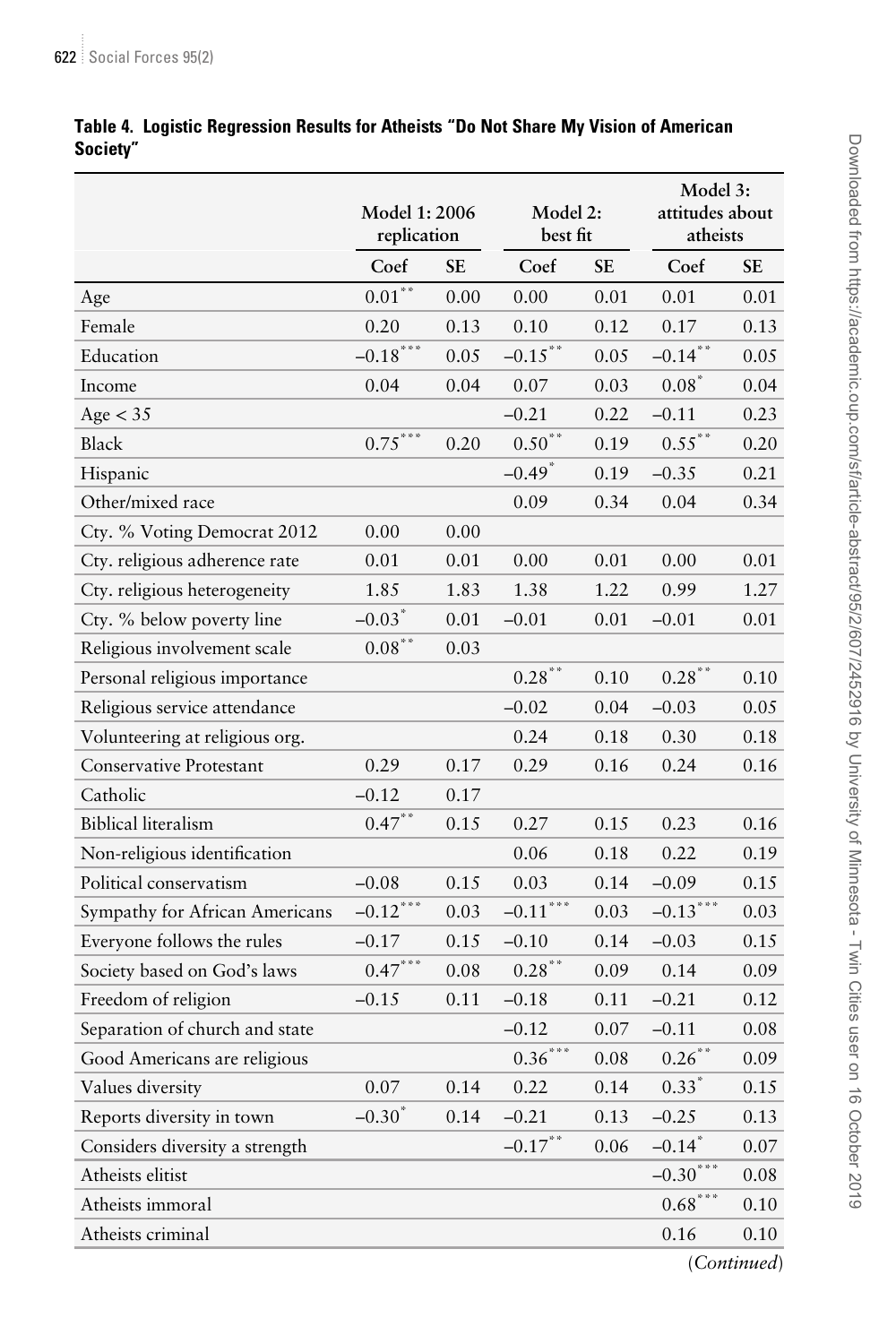**Table 4. Logistic Regression Results for Atheists "Do Not Share My Vision of American Society"**

| | Model 1: 2006 replication | | Model 2: best fit | | Model 3: attitudes about atheists | |
|---|---|---|---|---|---|---|
| | Coef | SE | Coef | SE | Coef | SE |
| Age | 0.01** | 0.00 | 0.00 | 0.01 | 0.01 | 0.01 |
| Female | 0.20 | 0.13 | 0.10 | 0.12 | 0.17 | 0.13 |
| Education | −0.18*** | 0.05 | −0.15** | 0.05 | −0.14** | 0.05 |
| Income | 0.04 | 0.04 | 0.07 | 0.03 | 0.08* | 0.04 |
| Age < 35 | | | −0.21 | 0.22 | −0.11 | 0.23 |
| Black | 0.75*** | 0.20 | 0.50** | 0.19 | 0.55** | 0.20 |
| Hispanic | | | −0.49* | 0.19 | −0.35 | 0.21 |
| Other/mixed race | | | 0.09 | 0.34 | 0.04 | 0.34 |
| Cty. % Voting Democrat 2012 | 0.00 | 0.00 | | | | |
| Cty. religious adherence rate | 0.01 | 0.01 | 0.00 | 0.01 | 0.00 | 0.01 |
| Cty. religious heterogeneity | 1.85 | 1.83 | 1.38 | 1.22 | 0.99 | 1.27 |
| Cty. % below poverty line | −0.03* | 0.01 | −0.01 | 0.01 | −0.01 | 0.01 |
| Religious involvement scale | 0.08** | 0.03 | | | | |
| Personal religious importance | | | 0.28** | 0.10 | 0.28** | 0.10 |
| Religious service attendance | | | −0.02 | 0.04 | −0.03 | 0.05 |
| Volunteering at religious org. | | | 0.24 | 0.18 | 0.30 | 0.18 |
| Conservative Protestant | 0.29 | 0.17 | 0.29 | 0.16 | 0.24 | 0.16 |
| Catholic | −0.12 | 0.17 | | | | |
| Biblical literalism | 0.47** | 0.15 | 0.27 | 0.15 | 0.23 | 0.16 |
| Non-religious identification | | | 0.06 | 0.18 | 0.22 | 0.19 |
| Political conservatism | −0.08 | 0.15 | 0.03 | 0.14 | −0.09 | 0.15 |
| Sympathy for African Americans | −0.12*** | 0.03 | −0.11*** | 0.03 | −0.13*** | 0.03 |
| Everyone follows the rules | −0.17 | 0.15 | −0.10 | 0.14 | −0.03 | 0.15 |
| Society based on God's laws | 0.47*** | 0.08 | 0.28** | 0.09 | 0.14 | 0.09 |
| Freedom of religion | −0.15 | 0.11 | −0.18 | 0.11 | −0.21 | 0.12 |
| Separation of church and state | | | −0.12 | 0.07 | −0.11 | 0.08 |
| Good Americans are religious | | | 0.36*** | 0.08 | 0.26** | 0.09 |
| Values diversity | 0.07 | 0.14 | 0.22 | 0.14 | 0.33* | 0.15 |
| Reports diversity in town | −0.30* | 0.14 | −0.21 | 0.13 | −0.25 | 0.13 |
| Considers diversity a strength | | | −0.17** | 0.06 | −0.14* | 0.07 |
| Atheists elitist | | | | | −0.30*** | 0.08 |
| Atheists immoral | | | | | 0.68*** | 0.10 |
| Atheists criminal | | | | | 0.16 | 0.10 |

*(Continued)*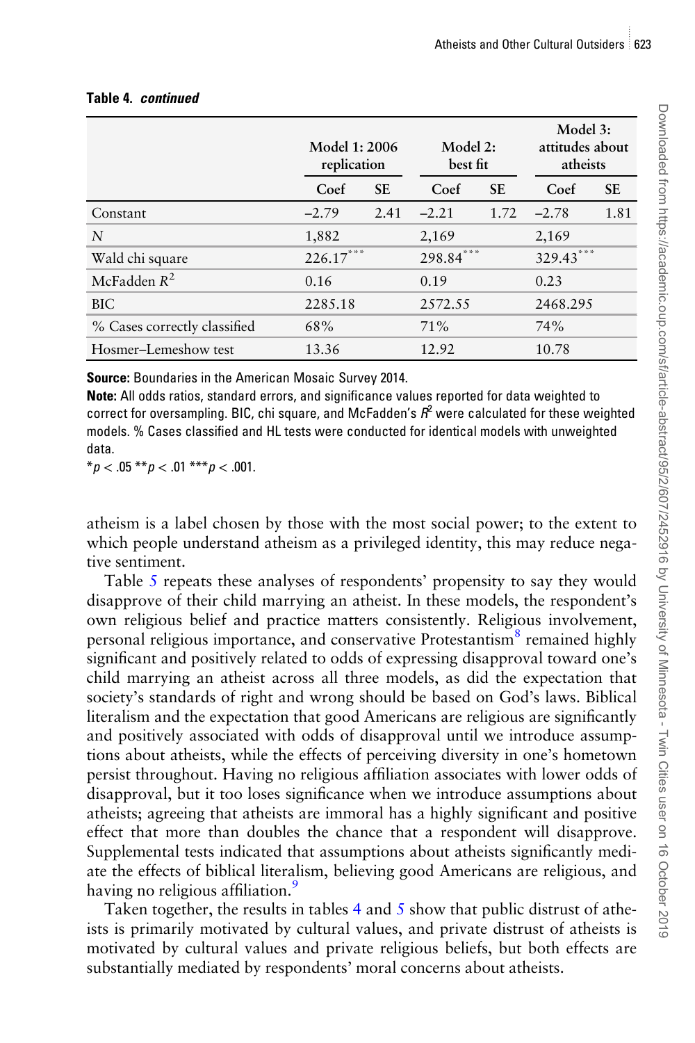**Table 4. *continued***

| | Model 1: 2006 replication | | Model 2: best fit | | Model 3: attitudes about atheists | |
|---|---|---|---|---|---|---|
| | Coef | SE | Coef | SE | Coef | SE |
| Constant | –2.79 | 2.41 | –2.21 | 1.72 | –2.78 | 1.81 |
| *N* | 1,882 | | 2,169 | | 2,169 | |
| Wald chi square | 226.17*** | | 298.84*** | | 329.43*** | |
| McFadden $R^2$ | 0.16 | | 0.19 | | 0.23 | |
| BIC | 2285.18 | | 2572.55 | | 2468.295 | |
| % Cases correctly classified | 68% | | 71% | | 74% | |
| Hosmer–Lemeshow test | 13.36 | | 12.92 | | 10.78 | |

**Source:** Boundaries in the American Mosaic Survey 2014.

**Note:** All odds ratios, standard errors, and significance values reported for data weighted to correct for oversampling. BIC, chi square, and McFadden's $R^2$ were calculated for these weighted models. % Cases classified and HL tests were conducted for identical models with unweighted data.

$^{*}p < .05$ $^{**}p < .01$ $^{***}p < .001$.

atheism is a label chosen by those with the most social power; to the extent to which people understand atheism as a privileged identity, this may reduce negative sentiment.

Table 5 repeats these analyses of respondents' propensity to say they would disapprove of their child marrying an atheist. In these models, the respondent's own religious belief and practice matters consistently. Religious involvement, personal religious importance, and conservative Protestantism[8] remained highly significant and positively related to odds of expressing disapproval toward one's child marrying an atheist across all three models, as did the expectation that society's standards of right and wrong should be based on God's laws. Biblical literalism and the expectation that good Americans are religious are significantly and positively associated with odds of disapproval until we introduce assumptions about atheists, while the effects of perceiving diversity in one's hometown persist throughout. Having no religious affiliation associates with lower odds of disapproval, but it too loses significance when we introduce assumptions about atheists; agreeing that atheists are immoral has a highly significant and positive effect that more than doubles the chance that a respondent will disapprove. Supplemental tests indicated that assumptions about atheists significantly mediate the effects of biblical literalism, believing good Americans are religious, and having no religious affiliation.[9]

Taken together, the results in tables 4 and 5 show that public distrust of atheists is primarily motivated by cultural values, and private distrust of atheists is motivated by cultural values and private religious beliefs, but both effects are substantially mediated by respondents' moral concerns about atheists.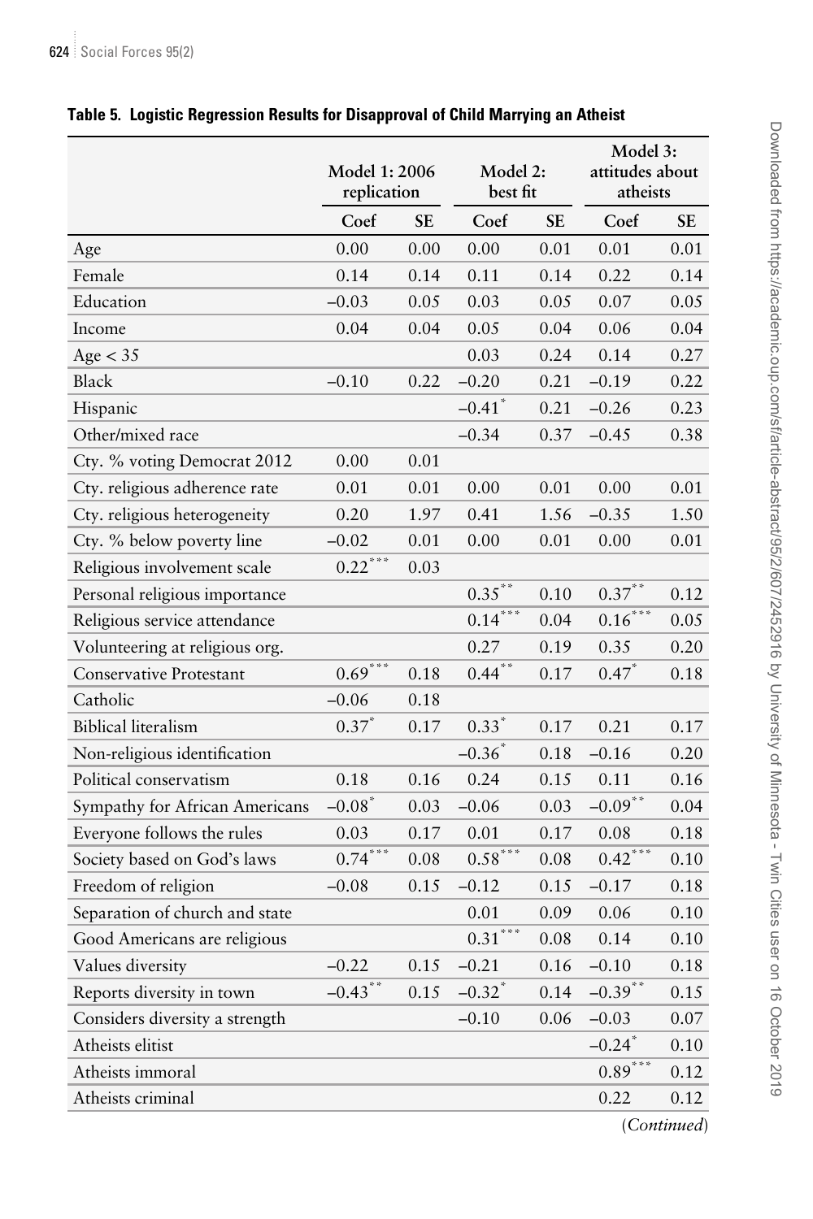**Table 5. Logistic Regression Results for Disapproval of Child Marrying an Atheist**

| | Model 1: 2006 replication | | Model 2: best fit | | Model 3: attitudes about atheists | |
|---|---|---|---|---|---|---|
| | Coef | SE | Coef | SE | Coef | SE |
| Age | 0.00 | 0.00 | 0.00 | 0.01 | 0.01 | 0.01 |
| Female | 0.14 | 0.14 | 0.11 | 0.14 | 0.22 | 0.14 |
| Education | −0.03 | 0.05 | 0.03 | 0.05 | 0.07 | 0.05 |
| Income | 0.04 | 0.04 | 0.05 | 0.04 | 0.06 | 0.04 |
| Age < 35 | | | 0.03 | 0.24 | 0.14 | 0.27 |
| Black | −0.10 | 0.22 | −0.20 | 0.21 | −0.19 | 0.22 |
| Hispanic | | | −0.41* | 0.21 | −0.26 | 0.23 |
| Other/mixed race | | | −0.34 | 0.37 | −0.45 | 0.38 |
| Cty. % voting Democrat 2012 | 0.00 | 0.01 | | | | |
| Cty. religious adherence rate | 0.01 | 0.01 | 0.00 | 0.01 | 0.00 | 0.01 |
| Cty. religious heterogeneity | 0.20 | 1.97 | 0.41 | 1.56 | −0.35 | 1.50 |
| Cty. % below poverty line | −0.02 | 0.01 | 0.00 | 0.01 | 0.00 | 0.01 |
| Religious involvement scale | 0.22*** | 0.03 | | | | |
| Personal religious importance | | | 0.35** | 0.10 | 0.37** | 0.12 |
| Religious service attendance | | | 0.14*** | 0.04 | 0.16*** | 0.05 |
| Volunteering at religious org. | | | 0.27 | 0.19 | 0.35 | 0.20 |
| Conservative Protestant | 0.69*** | 0.18 | 0.44** | 0.17 | 0.47* | 0.18 |
| Catholic | −0.06 | 0.18 | | | | |
| Biblical literalism | 0.37* | 0.17 | 0.33* | 0.17 | 0.21 | 0.17 |
| Non-religious identification | | | −0.36* | 0.18 | −0.16 | 0.20 |
| Political conservatism | 0.18 | 0.16 | 0.24 | 0.15 | 0.11 | 0.16 |
| Sympathy for African Americans | −0.08* | 0.03 | −0.06 | 0.03 | −0.09** | 0.04 |
| Everyone follows the rules | 0.03 | 0.17 | 0.01 | 0.17 | 0.08 | 0.18 |
| Society based on God's laws | 0.74*** | 0.08 | 0.58*** | 0.08 | 0.42*** | 0.10 |
| Freedom of religion | −0.08 | 0.15 | −0.12 | 0.15 | −0.17 | 0.18 |
| Separation of church and state | | | 0.01 | 0.09 | 0.06 | 0.10 |
| Good Americans are religious | | | 0.31*** | 0.08 | 0.14 | 0.10 |
| Values diversity | −0.22 | 0.15 | −0.21 | 0.16 | −0.10 | 0.18 |
| Reports diversity in town | −0.43** | 0.15 | −0.32* | 0.14 | −0.39** | 0.15 |
| Considers diversity a strength | | | −0.10 | 0.06 | −0.03 | 0.07 |
| Atheists elitist | | | | | −0.24* | 0.10 |
| Atheists immoral | | | | | 0.89*** | 0.12 |
| Atheists criminal | | | | | 0.22 | 0.12 |

(*Continued*)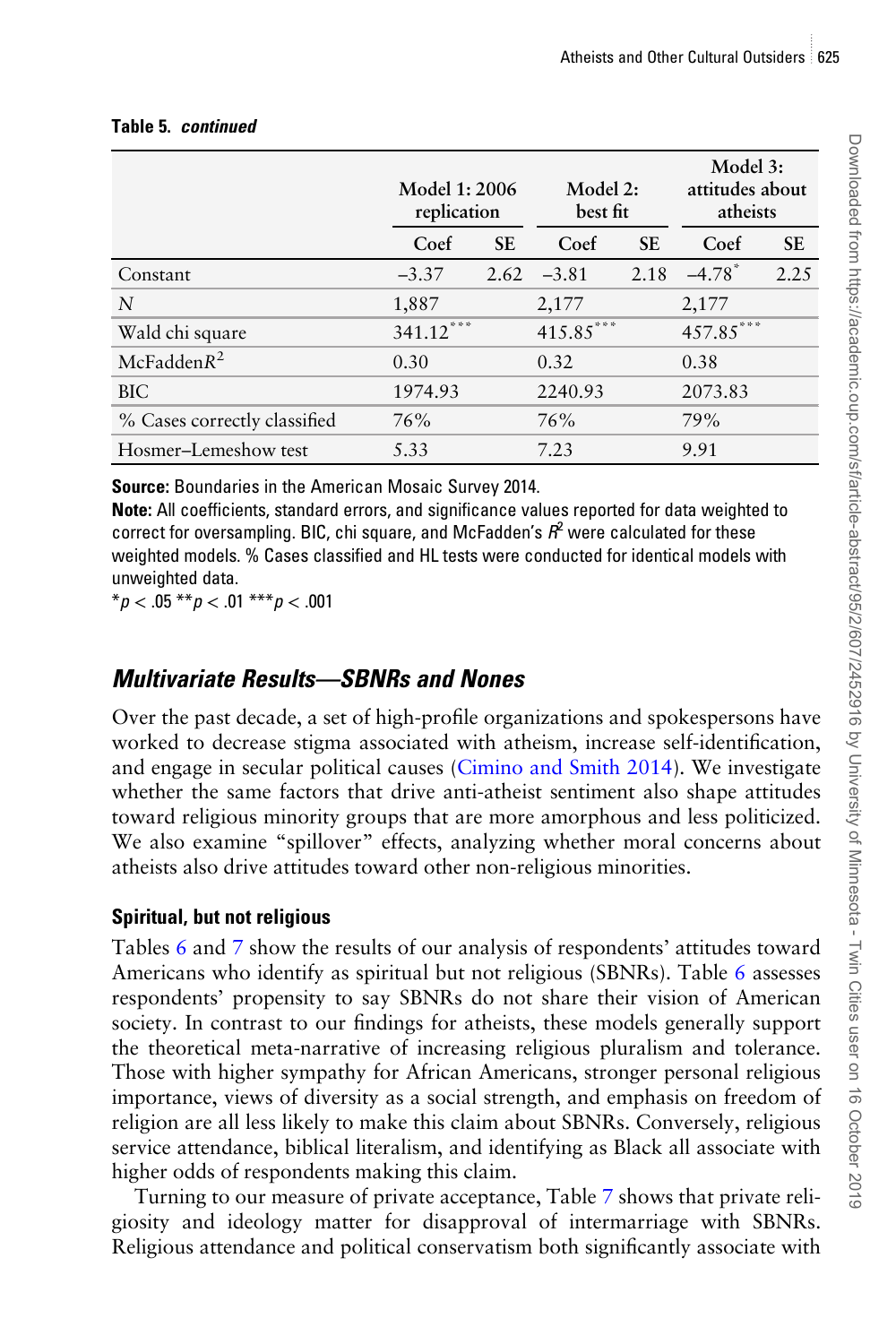**Table 5. *continued***

| | Model 1: 2006 replication | | Model 2: best fit | | Model 3: attitudes about atheists | |
|---|---|---|---|---|---|---|
| | Coef | SE | Coef | SE | Coef | SE |
| Constant | −3.37 | 2.62 | −3.81 | 2.18 | −4.78* | 2.25 |
| $N$ | 1,887 | | 2,177 | | 2,177 | |
| Wald chi square | 341.12*** | | 415.85*** | | 457.85*** | |
| McFadden$R^2$ | 0.30 | | 0.32 | | 0.38 | |
| BIC | 1974.93 | | 2240.93 | | 2073.83 | |
| % Cases correctly classified | 76% | | 76% | | 79% | |
| Hosmer–Lemeshow test | 5.33 | | 7.23 | | 9.91 | |

**Source:** Boundaries in the American Mosaic Survey 2014.

**Note:** All coefficients, standard errors, and significance values reported for data weighted to correct for oversampling. BIC, chi square, and McFadden's $R^2$ were calculated for these weighted models. % Cases classified and HL tests were conducted for identical models with unweighted data.

*$p < .05$ **$p < .01$ ***$p < .001$

## Multivariate Results—SBNRs and Nones

Over the past decade, a set of high-profile organizations and spokespersons have worked to decrease stigma associated with atheism, increase self-identification, and engage in secular political causes (Cimino and Smith 2014). We investigate whether the same factors that drive anti-atheist sentiment also shape attitudes toward religious minority groups that are more amorphous and less politicized. We also examine "spillover" effects, analyzing whether moral concerns about atheists also drive attitudes toward other non-religious minorities.

### Spiritual, but not religious

Tables 6 and 7 show the results of our analysis of respondents' attitudes toward Americans who identify as spiritual but not religious (SBNRs). Table 6 assesses respondents' propensity to say SBNRs do not share their vision of American society. In contrast to our findings for atheists, these models generally support the theoretical meta-narrative of increasing religious pluralism and tolerance. Those with higher sympathy for African Americans, stronger personal religious importance, views of diversity as a social strength, and emphasis on freedom of religion are all less likely to make this claim about SBNRs. Conversely, religious service attendance, biblical literalism, and identifying as Black all associate with higher odds of respondents making this claim.

Turning to our measure of private acceptance, Table 7 shows that private religiosity and ideology matter for disapproval of intermarriage with SBNRs. Religious attendance and political conservatism both significantly associate with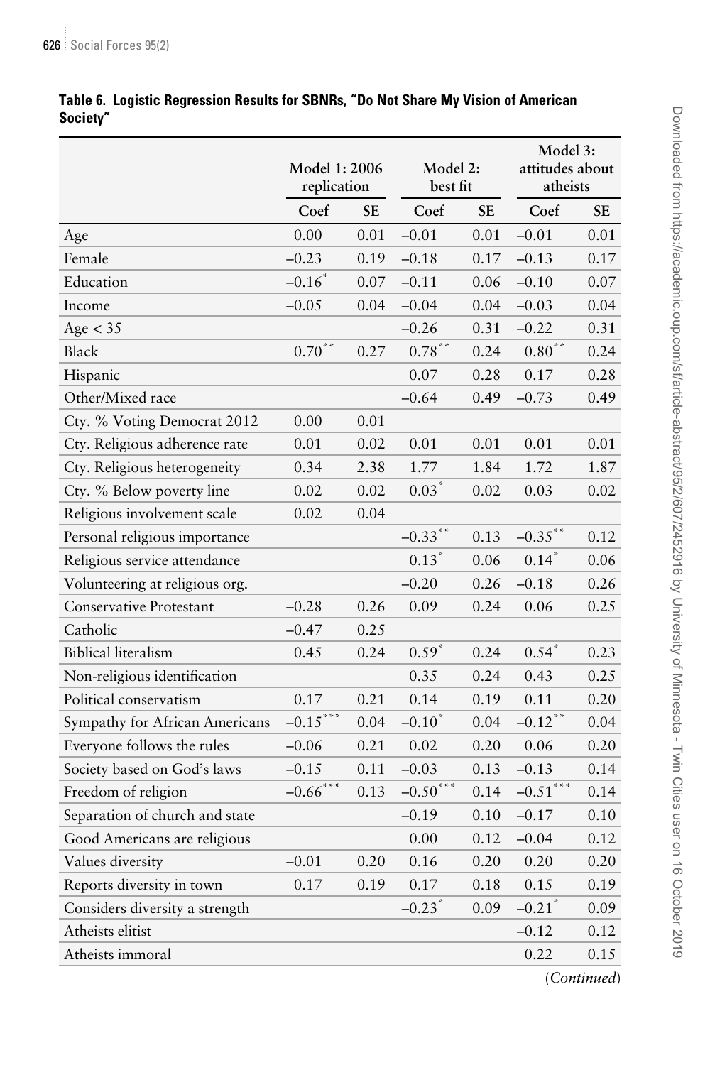**Table 6. Logistic Regression Results for SBNRs, "Do Not Share My Vision of American Society"**

| | Model 1: 2006 replication | | Model 2: best fit | | Model 3: attitudes about atheists | |
|---|---|---|---|---|---|---|
| | Coef | SE | Coef | SE | Coef | SE |
| Age | 0.00 | 0.01 | −0.01 | 0.01 | −0.01 | 0.01 |
| Female | −0.23 | 0.19 | −0.18 | 0.17 | −0.13 | 0.17 |
| Education | −0.16* | 0.07 | −0.11 | 0.06 | −0.10 | 0.07 |
| Income | −0.05 | 0.04 | −0.04 | 0.04 | −0.03 | 0.04 |
| Age < 35 | | | −0.26 | 0.31 | −0.22 | 0.31 |
| Black | 0.70** | 0.27 | 0.78** | 0.24 | 0.80** | 0.24 |
| Hispanic | | | 0.07 | 0.28 | 0.17 | 0.28 |
| Other/Mixed race | | | −0.64 | 0.49 | −0.73 | 0.49 |
| Cty. % Voting Democrat 2012 | 0.00 | 0.01 | | | | |
| Cty. Religious adherence rate | 0.01 | 0.02 | 0.01 | 0.01 | 0.01 | 0.01 |
| Cty. Religious heterogeneity | 0.34 | 2.38 | 1.77 | 1.84 | 1.72 | 1.87 |
| Cty. % Below poverty line | 0.02 | 0.02 | 0.03* | 0.02 | 0.03 | 0.02 |
| Religious involvement scale | 0.02 | 0.04 | | | | |
| Personal religious importance | | | −0.33** | 0.13 | −0.35** | 0.12 |
| Religious service attendance | | | 0.13* | 0.06 | 0.14* | 0.06 |
| Volunteering at religious org. | | | −0.20 | 0.26 | −0.18 | 0.26 |
| Conservative Protestant | −0.28 | 0.26 | 0.09 | 0.24 | 0.06 | 0.25 |
| Catholic | −0.47 | 0.25 | | | | |
| Biblical literalism | 0.45 | 0.24 | 0.59* | 0.24 | 0.54* | 0.23 |
| Non-religious identification | | | 0.35 | 0.24 | 0.43 | 0.25 |
| Political conservatism | 0.17 | 0.21 | 0.14 | 0.19 | 0.11 | 0.20 |
| Sympathy for African Americans | −0.15*** | 0.04 | −0.10* | 0.04 | −0.12** | 0.04 |
| Everyone follows the rules | −0.06 | 0.21 | 0.02 | 0.20 | 0.06 | 0.20 |
| Society based on God's laws | −0.15 | 0.11 | −0.03 | 0.13 | −0.13 | 0.14 |
| Freedom of religion | −0.66*** | 0.13 | −0.50*** | 0.14 | −0.51*** | 0.14 |
| Separation of church and state | | | −0.19 | 0.10 | −0.17 | 0.10 |
| Good Americans are religious | | | 0.00 | 0.12 | −0.04 | 0.12 |
| Values diversity | −0.01 | 0.20 | 0.16 | 0.20 | 0.20 | 0.20 |
| Reports diversity in town | 0.17 | 0.19 | 0.17 | 0.18 | 0.15 | 0.19 |
| Considers diversity a strength | | | −0.23* | 0.09 | −0.21* | 0.09 |
| Atheists elitist | | | | | −0.12 | 0.12 |
| Atheists immoral | | | | | 0.22 | 0.15 |

(*Continued*)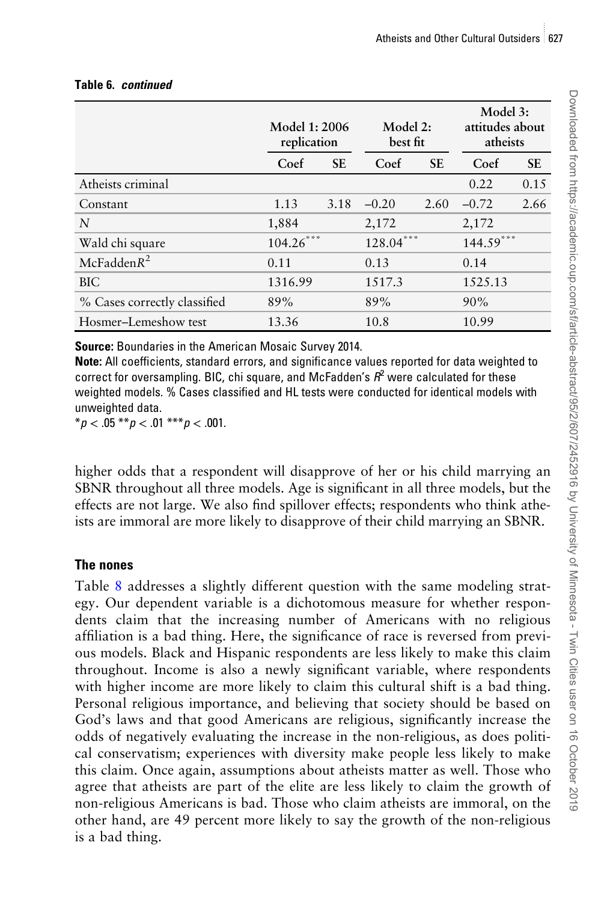**Table 6. *continued***

| | Model 1: 2006 replication | | Model 2: best fit | | Model 3: attitudes about atheists | |
|---|---|---|---|---|---|---|
| | Coef | SE | Coef | SE | Coef | SE |
| Atheists criminal | | | | | 0.22 | 0.15 |
| Constant | 1.13 | 3.18 | –0.20 | 2.60 | –0.72 | 2.66 |
| *N* | 1,884 | | 2,172 | | 2,172 | |
| Wald chi square | 104.26*** | | 128.04*** | | 144.59*** | |
| McFadden$R^2$ | 0.11 | | 0.13 | | 0.14 | |
| BIC | 1316.99 | | 1517.3 | | 1525.13 | |
| % Cases correctly classified | 89% | | 89% | | 90% | |
| Hosmer–Lemeshow test | 13.36 | | 10.8 | | 10.99 | |

**Source:** Boundaries in the American Mosaic Survey 2014.

**Note:** All coefficients, standard errors, and significance values reported for data weighted to correct for oversampling. BIC, chi square, and McFadden's $R^2$ were calculated for these weighted models. % Cases classified and HL tests were conducted for identical models with unweighted data.

*$p < .05$ **$p < .01$ ***$p < .001$.

higher odds that a respondent will disapprove of her or his child marrying an SBNR throughout all three models. Age is significant in all three models, but the effects are not large. We also find spillover effects; respondents who think atheists are immoral are more likely to disapprove of their child marrying an SBNR.

## The nones

Table 8 addresses a slightly different question with the same modeling strategy. Our dependent variable is a dichotomous measure for whether respondents claim that the increasing number of Americans with no religious affiliation is a bad thing. Here, the significance of race is reversed from previous models. Black and Hispanic respondents are less likely to make this claim throughout. Income is also a newly significant variable, where respondents with higher income are more likely to claim this cultural shift is a bad thing. Personal religious importance, and believing that society should be based on God's laws and that good Americans are religious, significantly increase the odds of negatively evaluating the increase in the non-religious, as does political conservatism; experiences with diversity make people less likely to make this claim. Once again, assumptions about atheists matter as well. Those who agree that atheists are part of the elite are less likely to claim the growth of non-religious Americans is bad. Those who claim atheists are immoral, on the other hand, are 49 percent more likely to say the growth of the non-religious is a bad thing.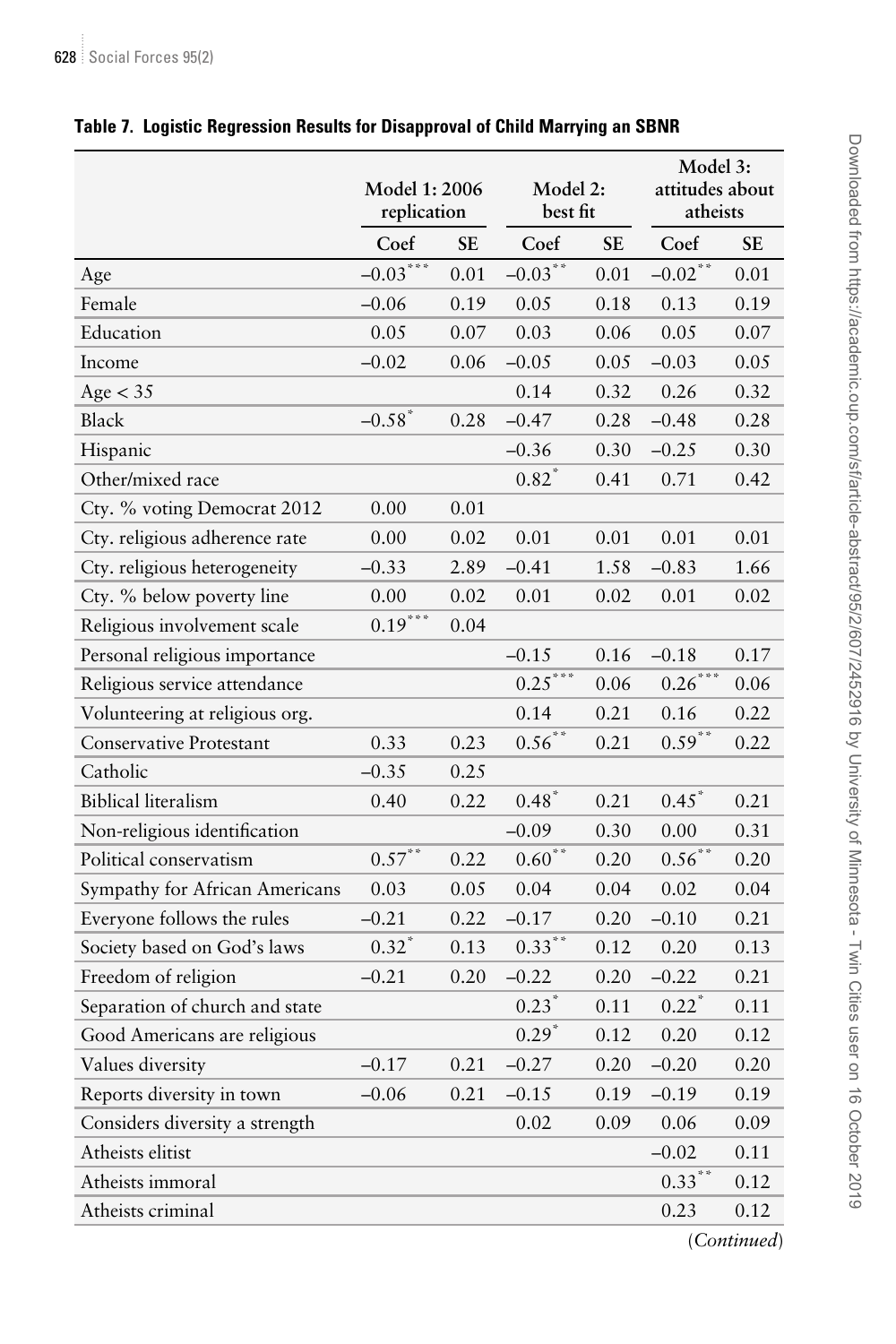**Table 7. Logistic Regression Results for Disapproval of Child Marrying an SBNR**

| | Model 1: 2006 replication | | Model 2: best fit | | Model 3: attitudes about atheists | |
|---|---|---|---|---|---|---|
| | Coef | SE | Coef | SE | Coef | SE |
| Age | −0.03*** | 0.01 | −0.03** | 0.01 | −0.02** | 0.01 |
| Female | −0.06 | 0.19 | 0.05 | 0.18 | 0.13 | 0.19 |
| Education | 0.05 | 0.07 | 0.03 | 0.06 | 0.05 | 0.07 |
| Income | −0.02 | 0.06 | −0.05 | 0.05 | −0.03 | 0.05 |
| Age < 35 | | | 0.14 | 0.32 | 0.26 | 0.32 |
| Black | −0.58* | 0.28 | −0.47 | 0.28 | −0.48 | 0.28 |
| Hispanic | | | −0.36 | 0.30 | −0.25 | 0.30 |
| Other/mixed race | | | 0.82* | 0.41 | 0.71 | 0.42 |
| Cty. % voting Democrat 2012 | 0.00 | 0.01 | | | | |
| Cty. religious adherence rate | 0.00 | 0.02 | 0.01 | 0.01 | 0.01 | 0.01 |
| Cty. religious heterogeneity | −0.33 | 2.89 | −0.41 | 1.58 | −0.83 | 1.66 |
| Cty. % below poverty line | 0.00 | 0.02 | 0.01 | 0.02 | 0.01 | 0.02 |
| Religious involvement scale | 0.19*** | 0.04 | | | | |
| Personal religious importance | | | −0.15 | 0.16 | −0.18 | 0.17 |
| Religious service attendance | | | 0.25*** | 0.06 | 0.26*** | 0.06 |
| Volunteering at religious org. | | | 0.14 | 0.21 | 0.16 | 0.22 |
| Conservative Protestant | 0.33 | 0.23 | 0.56** | 0.21 | 0.59** | 0.22 |
| Catholic | −0.35 | 0.25 | | | | |
| Biblical literalism | 0.40 | 0.22 | 0.48* | 0.21 | 0.45* | 0.21 |
| Non-religious identification | | | −0.09 | 0.30 | 0.00 | 0.31 |
| Political conservatism | 0.57** | 0.22 | 0.60** | 0.20 | 0.56** | 0.20 |
| Sympathy for African Americans | 0.03 | 0.05 | 0.04 | 0.04 | 0.02 | 0.04 |
| Everyone follows the rules | −0.21 | 0.22 | −0.17 | 0.20 | −0.10 | 0.21 |
| Society based on God's laws | 0.32* | 0.13 | 0.33** | 0.12 | 0.20 | 0.13 |
| Freedom of religion | −0.21 | 0.20 | −0.22 | 0.20 | −0.22 | 0.21 |
| Separation of church and state | | | 0.23* | 0.11 | 0.22* | 0.11 |
| Good Americans are religious | | | 0.29* | 0.12 | 0.20 | 0.12 |
| Values diversity | −0.17 | 0.21 | −0.27 | 0.20 | −0.20 | 0.20 |
| Reports diversity in town | −0.06 | 0.21 | −0.15 | 0.19 | −0.19 | 0.19 |
| Considers diversity a strength | | | 0.02 | 0.09 | 0.06 | 0.09 |
| Atheists elitist | | | | | −0.02 | 0.11 |
| Atheists immoral | | | | | 0.33** | 0.12 |
| Atheists criminal | | | | | 0.23 | 0.12 |

(*Continued*)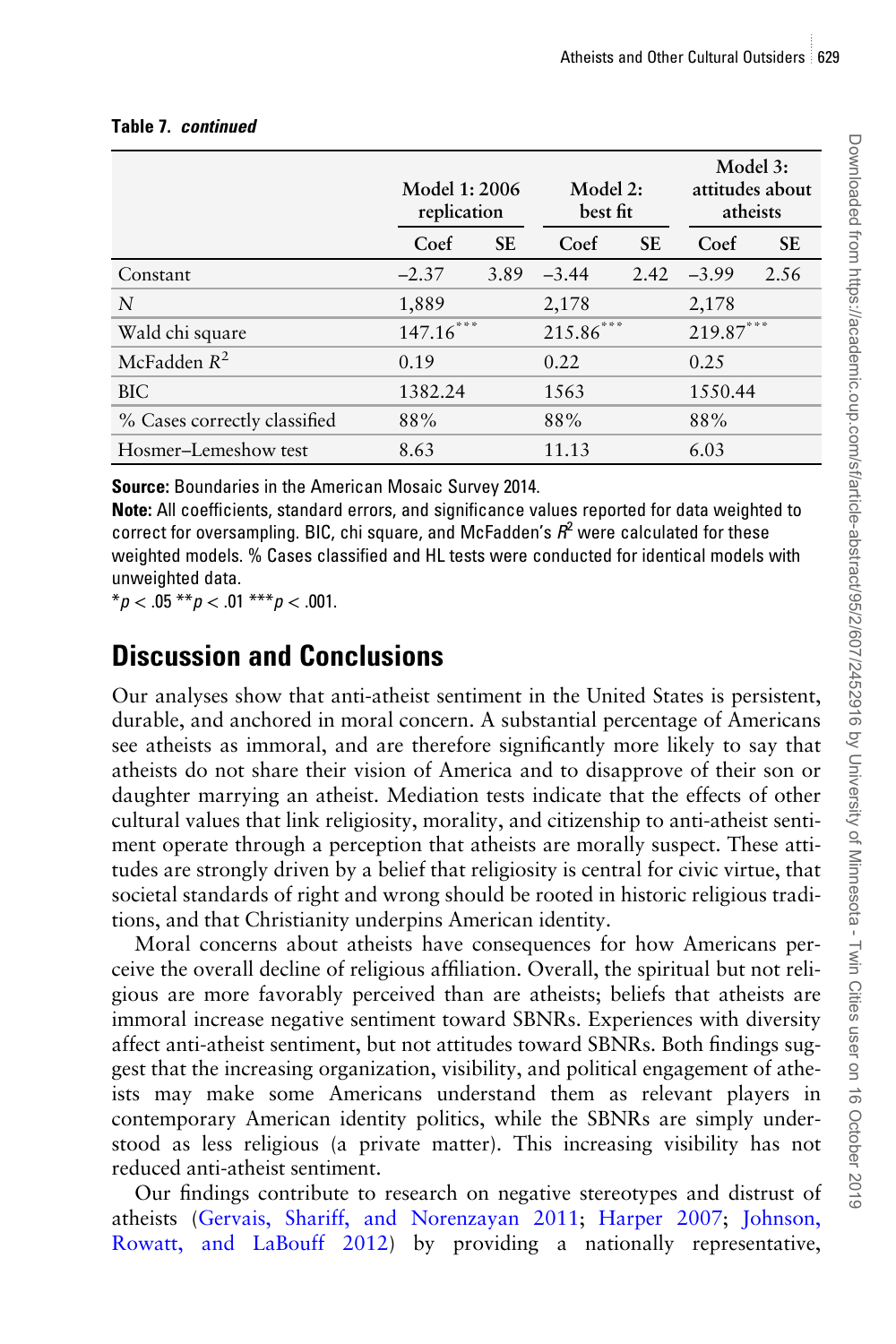**Table 7. *continued***

| | Model 1: 2006 replication | | Model 2: best fit | | Model 3: attitudes about atheists | |
|---|---|---|---|---|---|---|
| | Coef | SE | Coef | SE | Coef | SE |
| Constant | –2.37 | 3.89 | –3.44 | 2.42 | –3.99 | 2.56 |
| *N* | 1,889 | | 2,178 | | 2,178 | |
| Wald chi square | 147.16*** | | 215.86*** | | 219.87*** | |
| McFadden $R^2$ | 0.19 | | 0.22 | | 0.25 | |
| BIC | 1382.24 | | 1563 | | 1550.44 | |
| % Cases correctly classified | 88% | | 88% | | 88% | |
| Hosmer–Lemeshow test | 8.63 | | 11.13 | | 6.03 | |

**Source:** Boundaries in the American Mosaic Survey 2014.

**Note:** All coefficients, standard errors, and significance values reported for data weighted to correct for oversampling. BIC, chi square, and McFadden's $R^2$ were calculated for these weighted models. % Cases classified and HL tests were conducted for identical models with unweighted data.

*$p < .05$ **$p < .01$ ***$p < .001$.

## Discussion and Conclusions

Our analyses show that anti-atheist sentiment in the United States is persistent, durable, and anchored in moral concern. A substantial percentage of Americans see atheists as immoral, and are therefore significantly more likely to say that atheists do not share their vision of America and to disapprove of their son or daughter marrying an atheist. Mediation tests indicate that the effects of other cultural values that link religiosity, morality, and citizenship to anti-atheist sentiment operate through a perception that atheists are morally suspect. These attitudes are strongly driven by a belief that religiosity is central for civic virtue, that societal standards of right and wrong should be rooted in historic religious traditions, and that Christianity underpins American identity.

Moral concerns about atheists have consequences for how Americans perceive the overall decline of religious affiliation. Overall, the spiritual but not religious are more favorably perceived than are atheists; beliefs that atheists are immoral increase negative sentiment toward SBNRs. Experiences with diversity affect anti-atheist sentiment, but not attitudes toward SBNRs. Both findings suggest that the increasing organization, visibility, and political engagement of atheists may make some Americans understand them as relevant players in contemporary American identity politics, while the SBNRs are simply understood as less religious (a private matter). This increasing visibility has not reduced anti-atheist sentiment.

Our findings contribute to research on negative stereotypes and distrust of atheists (Gervais, Shariff, and Norenzayan 2011; Harper 2007; Johnson, Rowatt, and LaBouff 2012) by providing a nationally representative,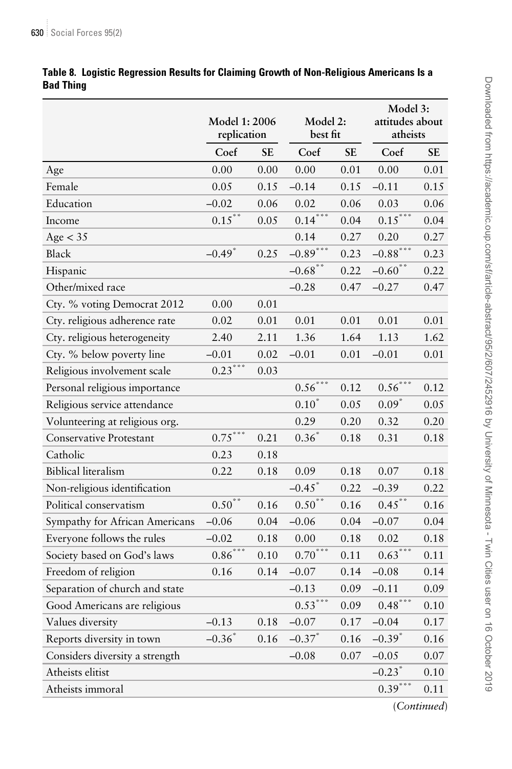**Table 8. Logistic Regression Results for Claiming Growth of Non-Religious Americans Is a Bad Thing**

| | Model 1: 2006 replication | | Model 2: best fit | | Model 3: attitudes about atheists | |
|---|---|---|---|---|---|---|
| | Coef | SE | Coef | SE | Coef | SE |
| Age | 0.00 | 0.00 | 0.00 | 0.01 | 0.00 | 0.01 |
| Female | 0.05 | 0.15 | −0.14 | 0.15 | −0.11 | 0.15 |
| Education | −0.02 | 0.06 | 0.02 | 0.06 | 0.03 | 0.06 |
| Income | 0.15** | 0.05 | 0.14*** | 0.04 | 0.15*** | 0.04 |
| Age < 35 | | | 0.14 | 0.27 | 0.20 | 0.27 |
| Black | −0.49* | 0.25 | −0.89*** | 0.23 | −0.88*** | 0.23 |
| Hispanic | | | −0.68** | 0.22 | −0.60** | 0.22 |
| Other/mixed race | | | −0.28 | 0.47 | −0.27 | 0.47 |
| Cty. % voting Democrat 2012 | 0.00 | 0.01 | | | | |
| Cty. religious adherence rate | 0.02 | 0.01 | 0.01 | 0.01 | 0.01 | 0.01 |
| Cty. religious heterogeneity | 2.40 | 2.11 | 1.36 | 1.64 | 1.13 | 1.62 |
| Cty. % below poverty line | −0.01 | 0.02 | −0.01 | 0.01 | −0.01 | 0.01 |
| Religious involvement scale | 0.23*** | 0.03 | | | | |
| Personal religious importance | | | 0.56*** | 0.12 | 0.56*** | 0.12 |
| Religious service attendance | | | 0.10* | 0.05 | 0.09* | 0.05 |
| Volunteering at religious org. | | | 0.29 | 0.20 | 0.32 | 0.20 |
| Conservative Protestant | 0.75*** | 0.21 | 0.36* | 0.18 | 0.31 | 0.18 |
| Catholic | 0.23 | 0.18 | | | | |
| Biblical literalism | 0.22 | 0.18 | 0.09 | 0.18 | 0.07 | 0.18 |
| Non-religious identification | | | −0.45* | 0.22 | −0.39 | 0.22 |
| Political conservatism | 0.50** | 0.16 | 0.50** | 0.16 | 0.45** | 0.16 |
| Sympathy for African Americans | −0.06 | 0.04 | −0.06 | 0.04 | −0.07 | 0.04 |
| Everyone follows the rules | −0.02 | 0.18 | 0.00 | 0.18 | 0.02 | 0.18 |
| Society based on God's laws | 0.86*** | 0.10 | 0.70*** | 0.11 | 0.63*** | 0.11 |
| Freedom of religion | 0.16 | 0.14 | −0.07 | 0.14 | −0.08 | 0.14 |
| Separation of church and state | | | −0.13 | 0.09 | −0.11 | 0.09 |
| Good Americans are religious | | | 0.53*** | 0.09 | 0.48*** | 0.10 |
| Values diversity | −0.13 | 0.18 | −0.07 | 0.17 | −0.04 | 0.17 |
| Reports diversity in town | −0.36* | 0.16 | −0.37* | 0.16 | −0.39* | 0.16 |
| Considers diversity a strength | | | −0.08 | 0.07 | −0.05 | 0.07 |
| Atheists elitist | | | | | −0.23* | 0.10 |
| Atheists immoral | | | | | 0.39*** | 0.11 |

(*Continued*)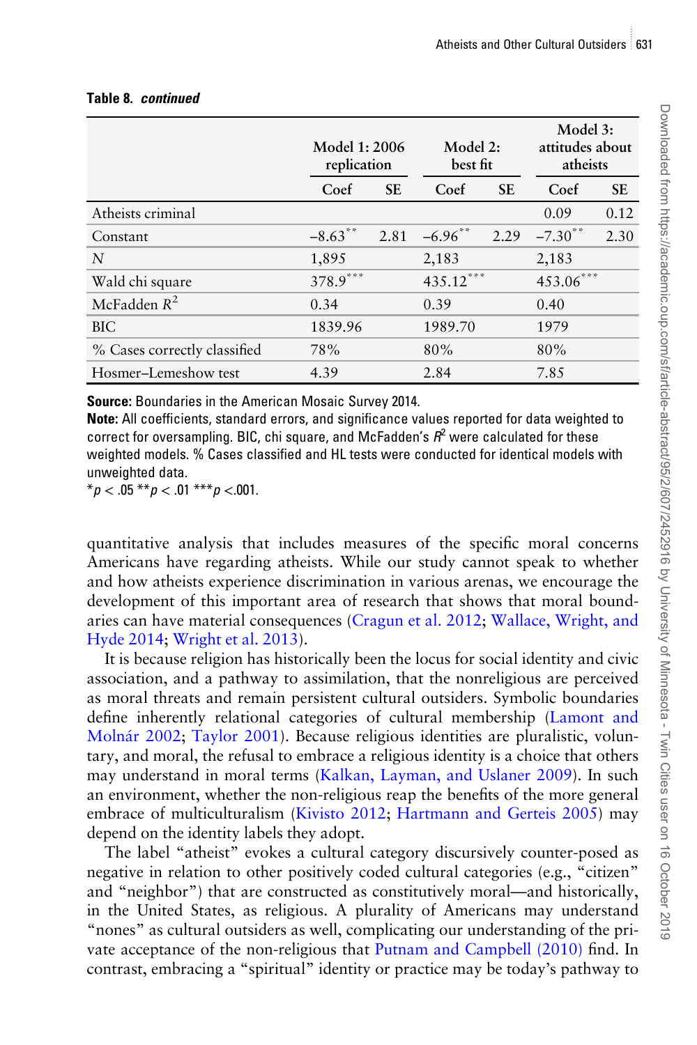**Table 8. *continued***

| | Model 1: 2006 replication | | Model 2: best fit | | Model 3: attitudes about atheists | |
|---|---|---|---|---|---|---|
| | Coef | SE | Coef | SE | Coef | SE |
| Atheists criminal | | | | | 0.09 | 0.12 |
| Constant | −8.63** | 2.81 | −6.96** | 2.29 | −7.30** | 2.30 |
| *N* | 1,895 | | 2,183 | | 2,183 | |
| Wald chi square | 378.9*** | | 435.12*** | | 453.06*** | |
| McFadden $R^2$ | 0.34 | | 0.39 | | 0.40 | |
| BIC | 1839.96 | | 1989.70 | | 1979 | |
| % Cases correctly classified | 78% | | 80% | | 80% | |
| Hosmer–Lemeshow test | 4.39 | | 2.84 | | 7.85 | |

**Source:** Boundaries in the American Mosaic Survey 2014.

**Note:** All coefficients, standard errors, and significance values reported for data weighted to correct for oversampling. BIC, chi square, and McFadden's $R^2$ were calculated for these weighted models. % Cases classified and HL tests were conducted for identical models with unweighted data.

$*p < .05$ $**p < .01$ $***p < .001$.

quantitative analysis that includes measures of the specific moral concerns Americans have regarding atheists. While our study cannot speak to whether and how atheists experience discrimination in various arenas, we encourage the development of this important area of research that shows that moral boundaries can have material consequences (Cragun et al. 2012; Wallace, Wright, and Hyde 2014; Wright et al. 2013).

It is because religion has historically been the locus for social identity and civic association, and a pathway to assimilation, that the nonreligious are perceived as moral threats and remain persistent cultural outsiders. Symbolic boundaries define inherently relational categories of cultural membership (Lamont and Molnár 2002; Taylor 2001). Because religious identities are pluralistic, voluntary, and moral, the refusal to embrace a religious identity is a choice that others may understand in moral terms (Kalkan, Layman, and Uslaner 2009). In such an environment, whether the non-religious reap the benefits of the more general embrace of multiculturalism (Kivisto 2012; Hartmann and Gerteis 2005) may depend on the identity labels they adopt.

The label "atheist" evokes a cultural category discursively counter-posed as negative in relation to other positively coded cultural categories (e.g., "citizen" and "neighbor") that are constructed as constitutively moral—and historically, in the United States, as religious. A plurality of Americans may understand "nones" as cultural outsiders as well, complicating our understanding of the private acceptance of the non-religious that Putnam and Campbell (2010) find. In contrast, embracing a "spiritual" identity or practice may be today's pathway to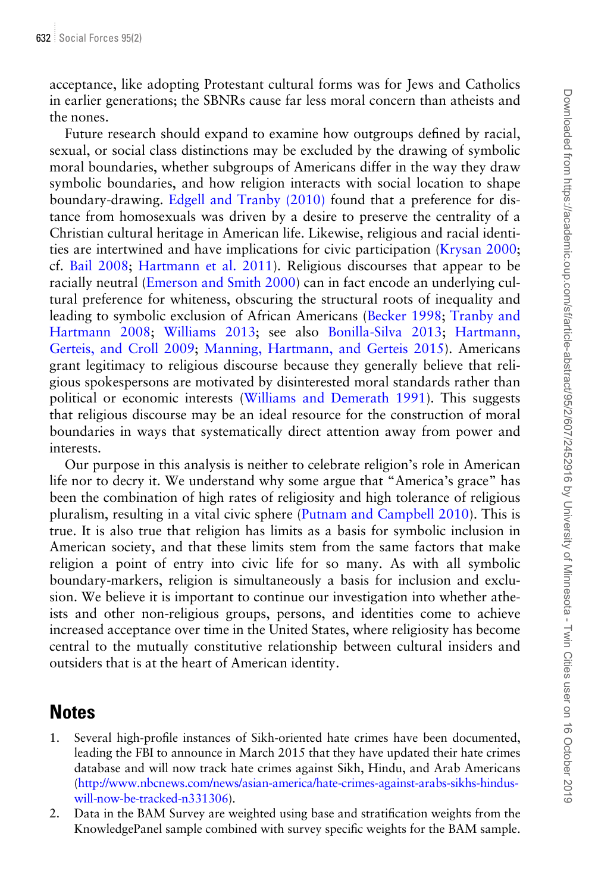acceptance, like adopting Protestant cultural forms was for Jews and Catholics in earlier generations; the SBNRs cause far less moral concern than atheists and the nones.

Future research should expand to examine how outgroups defined by racial, sexual, or social class distinctions may be excluded by the drawing of symbolic moral boundaries, whether subgroups of Americans differ in the way they draw symbolic boundaries, and how religion interacts with social location to shape boundary-drawing. Edgell and Tranby (2010) found that a preference for distance from homosexuals was driven by a desire to preserve the centrality of a Christian cultural heritage in American life. Likewise, religious and racial identities are intertwined and have implications for civic participation (Krysan 2000; cf. Bail 2008; Hartmann et al. 2011). Religious discourses that appear to be racially neutral (Emerson and Smith 2000) can in fact encode an underlying cultural preference for whiteness, obscuring the structural roots of inequality and leading to symbolic exclusion of African Americans (Becker 1998; Tranby and Hartmann 2008; Williams 2013; see also Bonilla-Silva 2013; Hartmann, Gerteis, and Croll 2009; Manning, Hartmann, and Gerteis 2015). Americans grant legitimacy to religious discourse because they generally believe that religious spokespersons are motivated by disinterested moral standards rather than political or economic interests (Williams and Demerath 1991). This suggests that religious discourse may be an ideal resource for the construction of moral boundaries in ways that systematically direct attention away from power and interests.

Our purpose in this analysis is neither to celebrate religion's role in American life nor to decry it. We understand why some argue that "America's grace" has been the combination of high rates of religiosity and high tolerance of religious pluralism, resulting in a vital civic sphere (Putnam and Campbell 2010). This is true. It is also true that religion has limits as a basis for symbolic inclusion in American society, and that these limits stem from the same factors that make religion a point of entry into civic life for so many. As with all symbolic boundary-markers, religion is simultaneously a basis for inclusion and exclusion. We believe it is important to continue our investigation into whether atheists and other non-religious groups, persons, and identities come to achieve increased acceptance over time in the United States, where religiosity has become central to the mutually constitutive relationship between cultural insiders and outsiders that is at the heart of American identity.

# Notes

1. Several high-profile instances of Sikh-oriented hate crimes have been documented, leading the FBI to announce in March 2015 that they have updated their hate crimes database and will now track hate crimes against Sikh, Hindu, and Arab Americans (http://www.nbcnews.com/news/asian-america/hate-crimes-against-arabs-sikhs-hindus-will-now-be-tracked-n331306).
2. Data in the BAM Survey are weighted using base and stratification weights from the KnowledgePanel sample combined with survey specific weights for the BAM sample.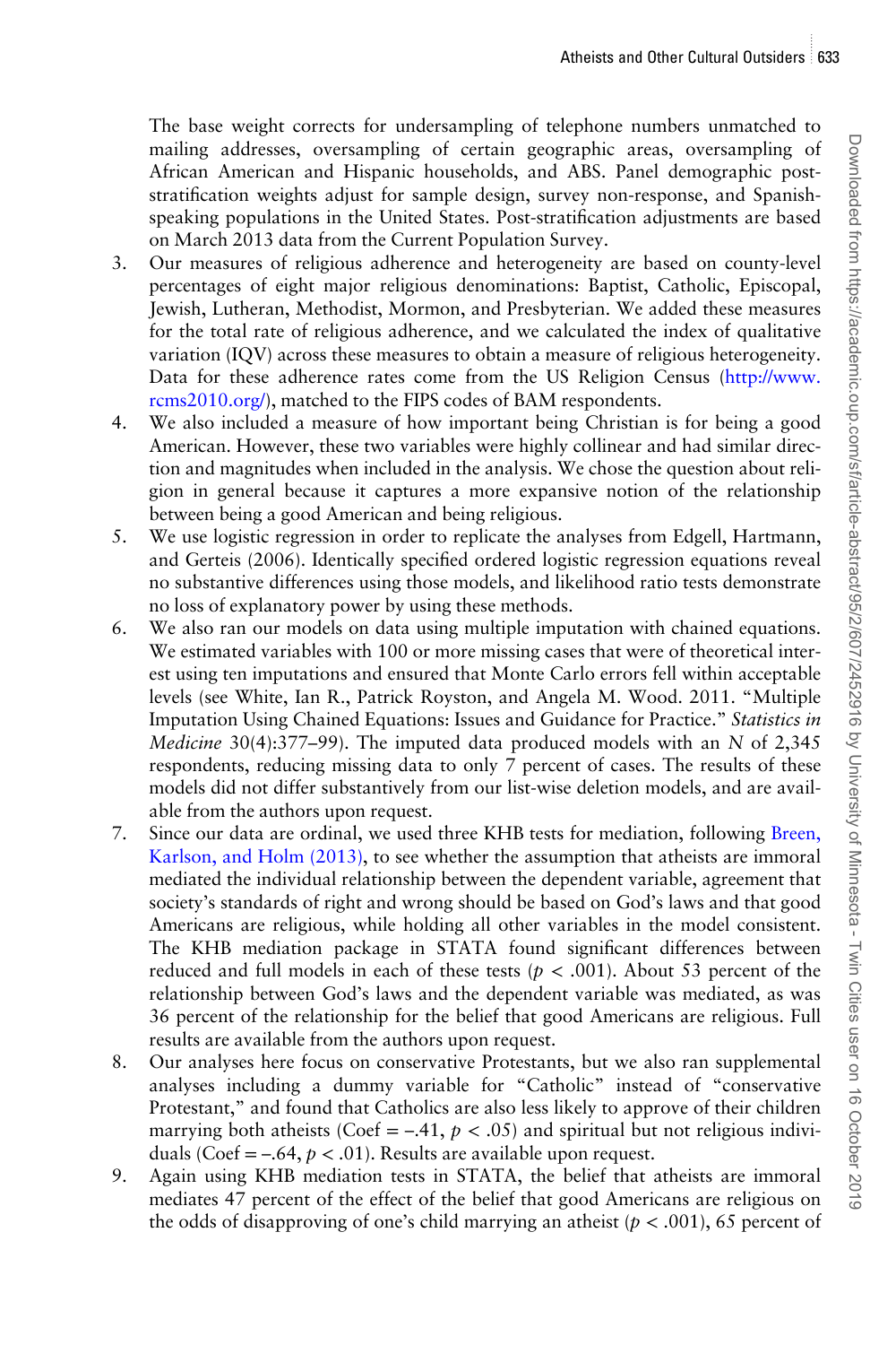The base weight corrects for undersampling of telephone numbers unmatched to mailing addresses, oversampling of certain geographic areas, oversampling of African American and Hispanic households, and ABS. Panel demographic post-stratification weights adjust for sample design, survey non-response, and Spanish-speaking populations in the United States. Post-stratification adjustments are based on March 2013 data from the Current Population Survey.

3. Our measures of religious adherence and heterogeneity are based on county-level percentages of eight major religious denominations: Baptist, Catholic, Episcopal, Jewish, Lutheran, Methodist, Mormon, and Presbyterian. We added these measures for the total rate of religious adherence, and we calculated the index of qualitative variation (IQV) across these measures to obtain a measure of religious heterogeneity. Data for these adherence rates come from the US Religion Census (http://www.rcms2010.org/), matched to the FIPS codes of BAM respondents.
4. We also included a measure of how important being Christian is for being a good American. However, these two variables were highly collinear and had similar direction and magnitudes when included in the analysis. We chose the question about religion in general because it captures a more expansive notion of the relationship between being a good American and being religious.
5. We use logistic regression in order to replicate the analyses from Edgell, Hartmann, and Gerteis (2006). Identically specified ordered logistic regression equations reveal no substantive differences using those models, and likelihood ratio tests demonstrate no loss of explanatory power by using these methods.
6. We also ran our models on data using multiple imputation with chained equations. We estimated variables with 100 or more missing cases that were of theoretical interest using ten imputations and ensured that Monte Carlo errors fell within acceptable levels (see White, Ian R., Patrick Royston, and Angela M. Wood. 2011. "Multiple Imputation Using Chained Equations: Issues and Guidance for Practice." *Statistics in Medicine* 30(4):377–99). The imputed data produced models with an N of 2,345 respondents, reducing missing data to only 7 percent of cases. The results of these models did not differ substantively from our list-wise deletion models, and are available from the authors upon request.
7. Since our data are ordinal, we used three KHB tests for mediation, following Breen, Karlson, and Holm (2013), to see whether the assumption that atheists are immoral mediated the individual relationship between the dependent variable, agreement that society's standards of right and wrong should be based on God's laws and that good Americans are religious, while holding all other variables in the model consistent. The KHB mediation package in STATA found significant differences between reduced and full models in each of these tests ($p < .001$). About 53 percent of the relationship between God's laws and the dependent variable was mediated, as was 36 percent of the relationship for the belief that good Americans are religious. Full results are available from the authors upon request.
8. Our analyses here focus on conservative Protestants, but we also ran supplemental analyses including a dummy variable for "Catholic" instead of "conservative Protestant," and found that Catholics are also less likely to approve of their children marrying both atheists (Coef = –.41, $p < .05$) and spiritual but not religious individuals (Coef = –.64, $p < .01$). Results are available upon request.
9. Again using KHB mediation tests in STATA, the belief that atheists are immoral mediates 47 percent of the effect of the belief that good Americans are religious on the odds of disapproving of one's child marrying an atheist ($p < .001$), 65 percent of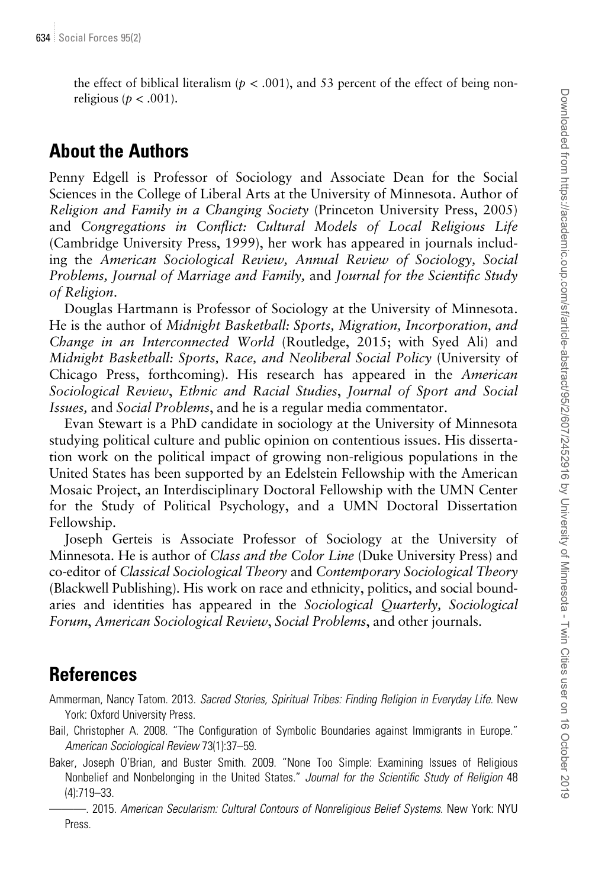the effect of biblical literalism ($p < .001$), and 53 percent of the effect of being non-religious ($p < .001$).

## About the Authors

Penny Edgell is Professor of Sociology and Associate Dean for the Social Sciences in the College of Liberal Arts at the University of Minnesota. Author of *Religion and Family in a Changing Society* (Princeton University Press, 2005) and *Congregations in Conflict: Cultural Models of Local Religious Life* (Cambridge University Press, 1999), her work has appeared in journals including the *American Sociological Review, Annual Review of Sociology, Social Problems, Journal of Marriage and Family,* and *Journal for the Scientific Study of Religion*.

Douglas Hartmann is Professor of Sociology at the University of Minnesota. He is the author of *Midnight Basketball: Sports, Migration, Incorporation, and Change in an Interconnected World* (Routledge, 2015; with Syed Ali) and *Midnight Basketball: Sports, Race, and Neoliberal Social Policy* (University of Chicago Press, forthcoming). His research has appeared in the *American Sociological Review*, *Ethnic and Racial Studies*, *Journal of Sport and Social Issues,* and *Social Problems*, and he is a regular media commentator.

Evan Stewart is a PhD candidate in sociology at the University of Minnesota studying political culture and public opinion on contentious issues. His dissertation work on the political impact of growing non-religious populations in the United States has been supported by an Edelstein Fellowship with the American Mosaic Project, an Interdisciplinary Doctoral Fellowship with the UMN Center for the Study of Political Psychology, and a UMN Doctoral Dissertation Fellowship.

Joseph Gerteis is Associate Professor of Sociology at the University of Minnesota. He is author of *Class and the Color Line* (Duke University Press) and co-editor of *Classical Sociological Theory* and *Contemporary Sociological Theory* (Blackwell Publishing). His work on race and ethnicity, politics, and social boundaries and identities has appeared in the *Sociological Quarterly*, *Sociological Forum*, *American Sociological Review*, *Social Problems*, and other journals.

## References

Ammerman, Nancy Tatom. 2013. *Sacred Stories, Spiritual Tribes: Finding Religion in Everyday Life*. New York: Oxford University Press.

Bail, Christopher A. 2008. "The Configuration of Symbolic Boundaries against Immigrants in Europe." *American Sociological Review* 73(1):37–59.

Baker, Joseph O'Brian, and Buster Smith. 2009. "None Too Simple: Examining Issues of Religious Nonbelief and Nonbelonging in the United States." *Journal for the Scientific Study of Religion* 48 (4):719–33.

———. 2015. *American Secularism: Cultural Contours of Nonreligious Belief Systems*. New York: NYU Press.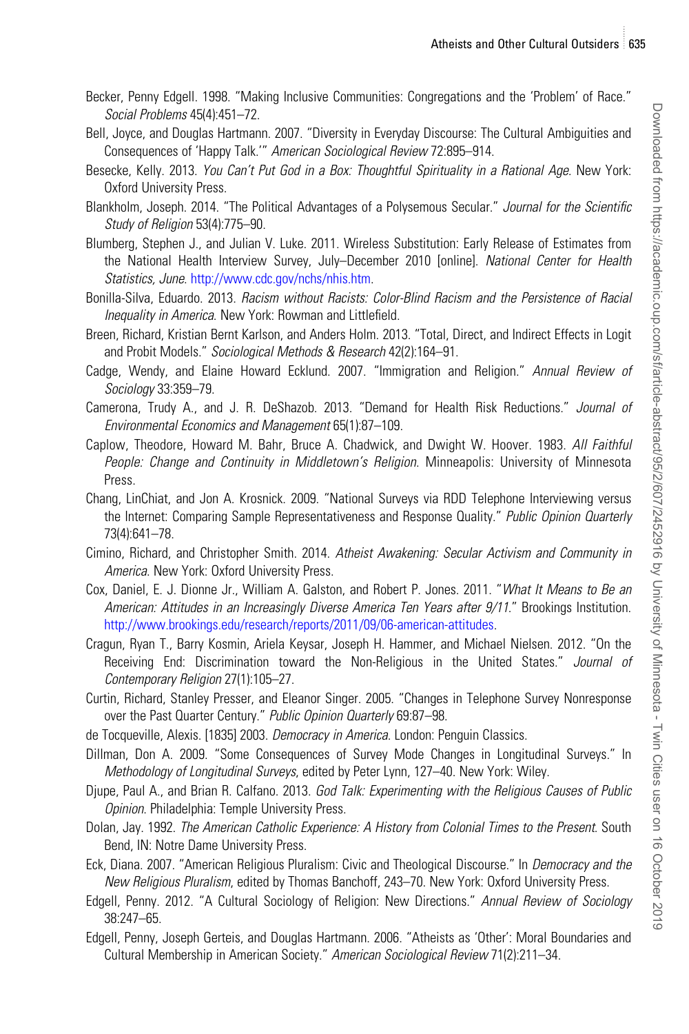Becker, Penny Edgell. 1998. "Making Inclusive Communities: Congregations and the 'Problem' of Race." *Social Problems* 45(4):451–72.

Bell, Joyce, and Douglas Hartmann. 2007. "Diversity in Everyday Discourse: The Cultural Ambiguities and Consequences of 'Happy Talk.'" *American Sociological Review* 72:895–914.

Besecke, Kelly. 2013. *You Can't Put God in a Box: Thoughtful Spirituality in a Rational Age*. New York: Oxford University Press.

Blankholm, Joseph. 2014. "The Political Advantages of a Polysemous Secular." *Journal for the Scientific Study of Religion* 53(4):775–90.

Blumberg, Stephen J., and Julian V. Luke. 2011. Wireless Substitution: Early Release of Estimates from the National Health Interview Survey, July–December 2010 [online]. *National Center for Health Statistics, June*. http://www.cdc.gov/nchs/nhis.htm.

Bonilla-Silva, Eduardo. 2013. *Racism without Racists: Color-Blind Racism and the Persistence of Racial Inequality in America*. New York: Rowman and Littlefield.

Breen, Richard, Kristian Bernt Karlson, and Anders Holm. 2013. "Total, Direct, and Indirect Effects in Logit and Probit Models." *Sociological Methods & Research* 42(2):164–91.

Cadge, Wendy, and Elaine Howard Ecklund. 2007. "Immigration and Religion." *Annual Review of Sociology* 33:359–79.

Camerona, Trudy A., and J. R. DeShazob. 2013. "Demand for Health Risk Reductions." *Journal of Environmental Economics and Management* 65(1):87–109.

Caplow, Theodore, Howard M. Bahr, Bruce A. Chadwick, and Dwight W. Hoover. 1983. *All Faithful People: Change and Continuity in Middletown's Religion*. Minneapolis: University of Minnesota Press.

Chang, LinChiat, and Jon A. Krosnick. 2009. "National Surveys via RDD Telephone Interviewing versus the Internet: Comparing Sample Representativeness and Response Quality." *Public Opinion Quarterly* 73(4):641–78.

Cimino, Richard, and Christopher Smith. 2014. *Atheist Awakening: Secular Activism and Community in America*. New York: Oxford University Press.

Cox, Daniel, E. J. Dionne Jr., William A. Galston, and Robert P. Jones. 2011. "*What It Means to Be an American: Attitudes in an Increasingly Diverse America Ten Years after 9/11.*" Brookings Institution. http://www.brookings.edu/research/reports/2011/09/06-american-attitudes.

Cragun, Ryan T., Barry Kosmin, Ariela Keysar, Joseph H. Hammer, and Michael Nielsen. 2012. "On the Receiving End: Discrimination toward the Non-Religious in the United States." *Journal of Contemporary Religion* 27(1):105–27.

Curtin, Richard, Stanley Presser, and Eleanor Singer. 2005. "Changes in Telephone Survey Nonresponse over the Past Quarter Century." *Public Opinion Quarterly* 69:87–98.

de Tocqueville, Alexis. [1835] 2003. *Democracy in America*. London: Penguin Classics.

Dillman, Don A. 2009. "Some Consequences of Survey Mode Changes in Longitudinal Surveys." In *Methodology of Longitudinal Surveys*, edited by Peter Lynn, 127–40. New York: Wiley.

Djupe, Paul A., and Brian R. Calfano. 2013. *God Talk: Experimenting with the Religious Causes of Public Opinion*. Philadelphia: Temple University Press.

Dolan, Jay. 1992. *The American Catholic Experience: A History from Colonial Times to the Present*. South Bend, IN: Notre Dame University Press.

Eck, Diana. 2007. "American Religious Pluralism: Civic and Theological Discourse." In *Democracy and the New Religious Pluralism*, edited by Thomas Banchoff, 243–70. New York: Oxford University Press.

Edgell, Penny. 2012. "A Cultural Sociology of Religion: New Directions." *Annual Review of Sociology* 38:247–65.

Edgell, Penny, Joseph Gerteis, and Douglas Hartmann. 2006. "Atheists as 'Other': Moral Boundaries and Cultural Membership in American Society." *American Sociological Review* 71(2):211–34.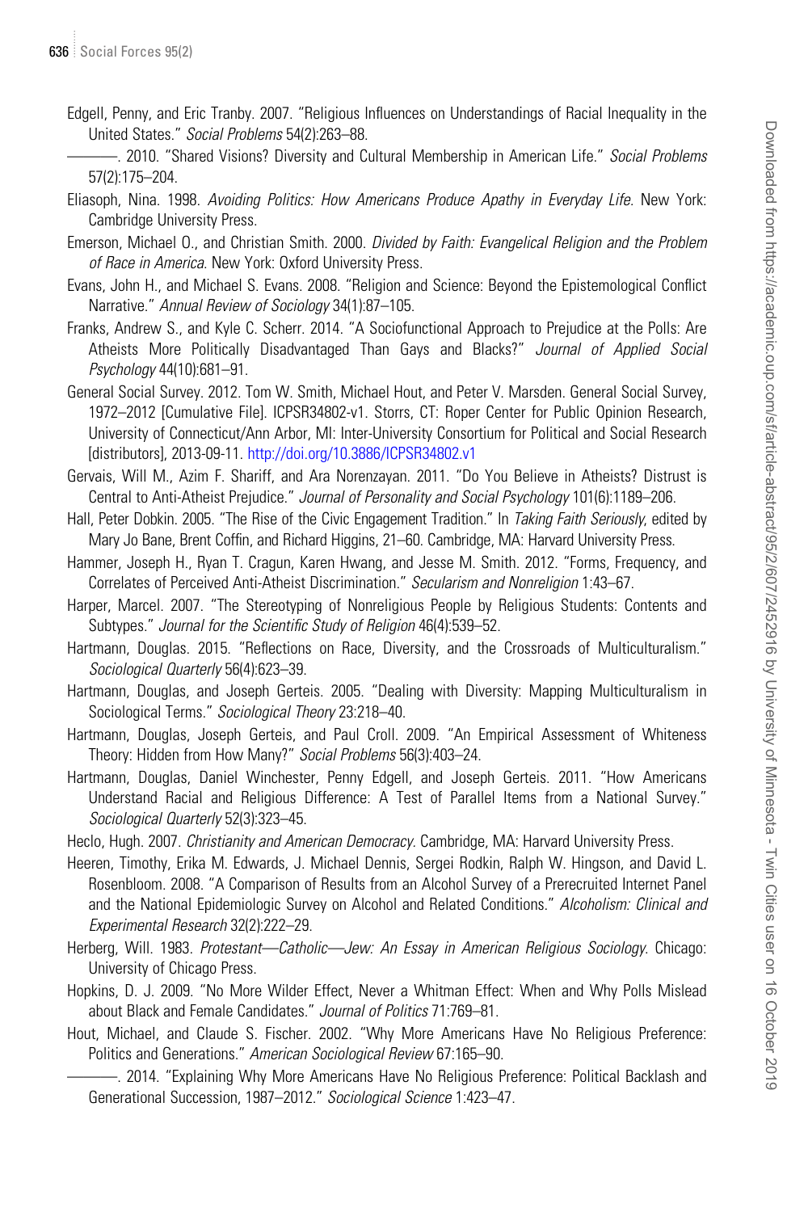Edgell, Penny, and Eric Tranby. 2007. "Religious Influences on Understandings of Racial Inequality in the United States." *Social Problems* 54(2):263–88.

———. 2010. "Shared Visions? Diversity and Cultural Membership in American Life." *Social Problems* 57(2):175–204.

Eliasoph, Nina. 1998. *Avoiding Politics: How Americans Produce Apathy in Everyday Life.* New York: Cambridge University Press.

Emerson, Michael O., and Christian Smith. 2000. *Divided by Faith: Evangelical Religion and the Problem of Race in America*. New York: Oxford University Press.

Evans, John H., and Michael S. Evans. 2008. "Religion and Science: Beyond the Epistemological Conflict Narrative." *Annual Review of Sociology* 34(1):87–105.

Franks, Andrew S., and Kyle C. Scherr. 2014. "A Sociofunctional Approach to Prejudice at the Polls: Are Atheists More Politically Disadvantaged Than Gays and Blacks?" *Journal of Applied Social Psychology* 44(10):681–91.

General Social Survey. 2012. Tom W. Smith, Michael Hout, and Peter V. Marsden. General Social Survey, 1972–2012 [Cumulative File]. ICPSR34802-v1. Storrs, CT: Roper Center for Public Opinion Research, University of Connecticut/Ann Arbor, MI: Inter-University Consortium for Political and Social Research [distributors], 2013-09-11. http://doi.org/10.3886/ICPSR34802.v1

Gervais, Will M., Azim F. Shariff, and Ara Norenzayan. 2011. "Do You Believe in Atheists? Distrust is Central to Anti-Atheist Prejudice." *Journal of Personality and Social Psychology* 101(6):1189–206.

Hall, Peter Dobkin. 2005. "The Rise of the Civic Engagement Tradition." In *Taking Faith Seriously*, edited by Mary Jo Bane, Brent Coffin, and Richard Higgins, 21–60. Cambridge, MA: Harvard University Press.

Hammer, Joseph H., Ryan T. Cragun, Karen Hwang, and Jesse M. Smith. 2012. "Forms, Frequency, and Correlates of Perceived Anti-Atheist Discrimination." *Secularism and Nonreligion* 1:43–67.

Harper, Marcel. 2007. "The Stereotyping of Nonreligious People by Religious Students: Contents and Subtypes." *Journal for the Scientific Study of Religion* 46(4):539–52.

Hartmann, Douglas. 2015. "Reflections on Race, Diversity, and the Crossroads of Multiculturalism." *Sociological Quarterly* 56(4):623–39.

Hartmann, Douglas, and Joseph Gerteis. 2005. "Dealing with Diversity: Mapping Multiculturalism in Sociological Terms." *Sociological Theory* 23:218–40.

Hartmann, Douglas, Joseph Gerteis, and Paul Croll. 2009. "An Empirical Assessment of Whiteness Theory: Hidden from How Many?" *Social Problems* 56(3):403–24.

Hartmann, Douglas, Daniel Winchester, Penny Edgell, and Joseph Gerteis. 2011. "How Americans Understand Racial and Religious Difference: A Test of Parallel Items from a National Survey." *Sociological Quarterly* 52(3):323–45.

Heclo, Hugh. 2007. *Christianity and American Democracy*. Cambridge, MA: Harvard University Press.

Heeren, Timothy, Erika M. Edwards, J. Michael Dennis, Sergei Rodkin, Ralph W. Hingson, and David L. Rosenbloom. 2008. "A Comparison of Results from an Alcohol Survey of a Prerecruited Internet Panel and the National Epidemiologic Survey on Alcohol and Related Conditions." *Alcoholism: Clinical and Experimental Research* 32(2):222–29.

Herberg, Will. 1983. *Protestant—Catholic—Jew: An Essay in American Religious Sociology*. Chicago: University of Chicago Press.

Hopkins, D. J. 2009. "No More Wilder Effect, Never a Whitman Effect: When and Why Polls Mislead about Black and Female Candidates." *Journal of Politics* 71:769–81.

Hout, Michael, and Claude S. Fischer. 2002. "Why More Americans Have No Religious Preference: Politics and Generations." *American Sociological Review* 67:165–90.

———. 2014. "Explaining Why More Americans Have No Religious Preference: Political Backlash and Generational Succession, 1987–2012." *Sociological Science* 1:423–47.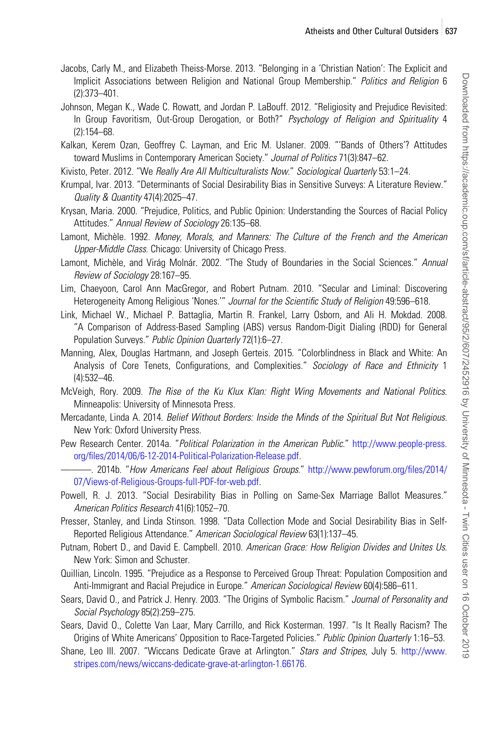Jacobs, Carly M., and Elizabeth Theiss-Morse. 2013. "Belonging in a 'Christian Nation': The Explicit and Implicit Associations between Religion and National Group Membership." *Politics and Religion* 6 (2):373–401.

Johnson, Megan K., Wade C. Rowatt, and Jordan P. LaBouff. 2012. "Religiosity and Prejudice Revisited: In Group Favoritism, Out-Group Derogation, or Both?" *Psychology of Religion and Spirituality* 4 (2):154–68.

Kalkan, Kerem Ozan, Geoffrey C. Layman, and Eric M. Uslaner. 2009. "'Bands of Others'? Attitudes toward Muslims in Contemporary American Society." *Journal of Politics* 71(3):847–62.

Kivisto, Peter. 2012. "We *Really Are All Multiculturalists Now*." *Sociological Quarterly* 53:1–24.

Krumpal, Ivar. 2013. "Determinants of Social Desirability Bias in Sensitive Surveys: A Literature Review." *Quality & Quantity* 47(4):2025–47.

Krysan, Maria. 2000. "Prejudice, Politics, and Public Opinion: Understanding the Sources of Racial Policy Attitudes." *Annual Review of Sociology* 26:135–68.

Lamont, Michèle. 1992. *Money, Morals, and Manners: The Culture of the French and the American Upper-Middle Class*. Chicago: University of Chicago Press.

Lamont, Michèle, and Virág Molnár. 2002. "The Study of Boundaries in the Social Sciences." *Annual Review of Sociology* 28:167–95.

Lim, Chaeyoon, Carol Ann MacGregor, and Robert Putnam. 2010. "Secular and Liminal: Discovering Heterogeneity Among Religious 'Nones.'" *Journal for the Scientific Study of Religion* 49:596–618.

Link, Michael W., Michael P. Battaglia, Martin R. Frankel, Larry Osborn, and Ali H. Mokdad. 2008. "A Comparison of Address-Based Sampling (ABS) versus Random-Digit Dialing (RDD) for General Population Surveys." *Public Opinion Quarterly* 72(1):6–27.

Manning, Alex, Douglas Hartmann, and Joseph Gerteis. 2015. "Colorblindness in Black and White: An Analysis of Core Tenets, Configurations, and Complexities." *Sociology of Race and Ethnicity* 1 (4):532–46.

McVeigh, Rory. 2009. *The Rise of the Ku Klux Klan: Right Wing Movements and National Politics*. Minneapolis: University of Minnesota Press.

Mercadante, Linda A. 2014. *Belief Without Borders: Inside the Minds of the Spiritual But Not Religious*. New York: Oxford University Press.

Pew Research Center. 2014a. "*Political Polarization in the American Public*." http://www.people-press.org/files/2014/06/6-12-2014-Political-Polarization-Release.pdf.

———. 2014b. "*How Americans Feel about Religious Groups*." http://www.pewforum.org/files/2014/07/Views-of-Religious-Groups-full-PDF-for-web.pdf.

Powell, R. J. 2013. "Social Desirability Bias in Polling on Same-Sex Marriage Ballot Measures." *American Politics Research* 41(6):1052–70.

Presser, Stanley, and Linda Stinson. 1998. "Data Collection Mode and Social Desirability Bias in Self-Reported Religious Attendance." *American Sociological Review* 63(1):137–45.

Putnam, Robert D., and David E. Campbell. 2010. *American Grace: How Religion Divides and Unites Us*. New York: Simon and Schuster.

Quillian, Lincoln. 1995. "Prejudice as a Response to Perceived Group Threat: Population Composition and Anti-Immigrant and Racial Prejudice in Europe." *American Sociological Review* 60(4):586–611.

Sears, David O., and Patrick J. Henry. 2003. "The Origins of Symbolic Racism." *Journal of Personality and Social Psychology* 85(2):259–275.

Sears, David O., Colette Van Laar, Mary Carrillo, and Rick Kosterman. 1997. "Is It Really Racism? The Origins of White Americans' Opposition to Race-Targeted Policies." *Public Opinion Quarterly* 1:16–53.

Shane, Leo III. 2007. "Wiccans Dedicate Grave at Arlington." *Stars and Stripes*, July 5. http://www.stripes.com/news/wiccans-dedicate-grave-at-arlington-1.66176.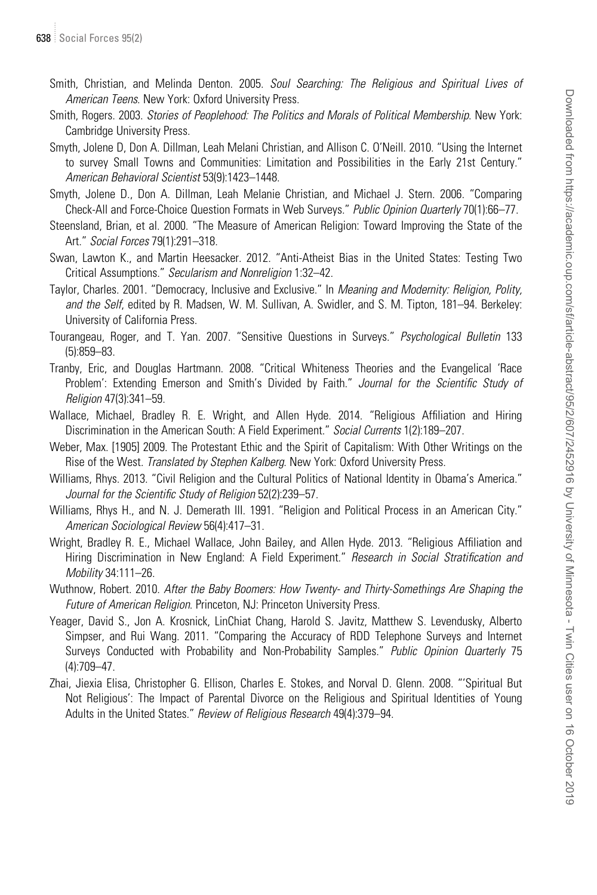Smith, Christian, and Melinda Denton. 2005. *Soul Searching: The Religious and Spiritual Lives of American Teens*. New York: Oxford University Press.

Smith, Rogers. 2003. *Stories of Peoplehood: The Politics and Morals of Political Membership*. New York: Cambridge University Press.

Smyth, Jolene D, Don A. Dillman, Leah Melani Christian, and Allison C. O'Neill. 2010. "Using the Internet to survey Small Towns and Communities: Limitation and Possibilities in the Early 21st Century." *American Behavioral Scientist* 53(9):1423–1448.

Smyth, Jolene D., Don A. Dillman, Leah Melanie Christian, and Michael J. Stern. 2006. "Comparing Check-All and Force-Choice Question Formats in Web Surveys." *Public Opinion Quarterly* 70(1):66–77.

Steensland, Brian, et al. 2000. "The Measure of American Religion: Toward Improving the State of the Art." *Social Forces* 79(1):291–318.

Swan, Lawton K., and Martin Heesacker. 2012. "Anti-Atheist Bias in the United States: Testing Two Critical Assumptions." *Secularism and Nonreligion* 1:32–42.

Taylor, Charles. 2001. "Democracy, Inclusive and Exclusive." In *Meaning and Modernity: Religion, Polity, and the Self*, edited by R. Madsen, W. M. Sullivan, A. Swidler, and S. M. Tipton, 181–94. Berkeley: University of California Press.

Tourangeau, Roger, and T. Yan. 2007. "Sensitive Questions in Surveys." *Psychological Bulletin* 133 (5):859–83.

Tranby, Eric, and Douglas Hartmann. 2008. "Critical Whiteness Theories and the Evangelical 'Race Problem': Extending Emerson and Smith's Divided by Faith." *Journal for the Scientific Study of Religion* 47(3):341–59.

Wallace, Michael, Bradley R. E. Wright, and Allen Hyde. 2014. "Religious Affiliation and Hiring Discrimination in the American South: A Field Experiment." *Social Currents* 1(2):189–207.

Weber, Max. [1905] 2009. The Protestant Ethic and the Spirit of Capitalism: With Other Writings on the Rise of the West. *Translated by Stephen Kalberg*. New York: Oxford University Press.

Williams, Rhys. 2013. "Civil Religion and the Cultural Politics of National Identity in Obama's America." *Journal for the Scientific Study of Religion* 52(2):239–57.

Williams, Rhys H., and N. J. Demerath III. 1991. "Religion and Political Process in an American City." *American Sociological Review* 56(4):417–31.

Wright, Bradley R. E., Michael Wallace, John Bailey, and Allen Hyde. 2013. "Religious Affiliation and Hiring Discrimination in New England: A Field Experiment." *Research in Social Stratification and Mobility* 34:111–26.

Wuthnow, Robert. 2010. *After the Baby Boomers: How Twenty- and Thirty-Somethings Are Shaping the Future of American Religion*. Princeton, NJ: Princeton University Press.

Yeager, David S., Jon A. Krosnick, LinChiat Chang, Harold S. Javitz, Matthew S. Levendusky, Alberto Simpser, and Rui Wang. 2011. "Comparing the Accuracy of RDD Telephone Surveys and Internet Surveys Conducted with Probability and Non-Probability Samples." *Public Opinion Quarterly* 75 (4):709–47.

Zhai, Jiexia Elisa, Christopher G. Ellison, Charles E. Stokes, and Norval D. Glenn. 2008. "'Spiritual But Not Religious': The Impact of Parental Divorce on the Religious and Spiritual Identities of Young Adults in the United States." *Review of Religious Research* 49(4):379–94.